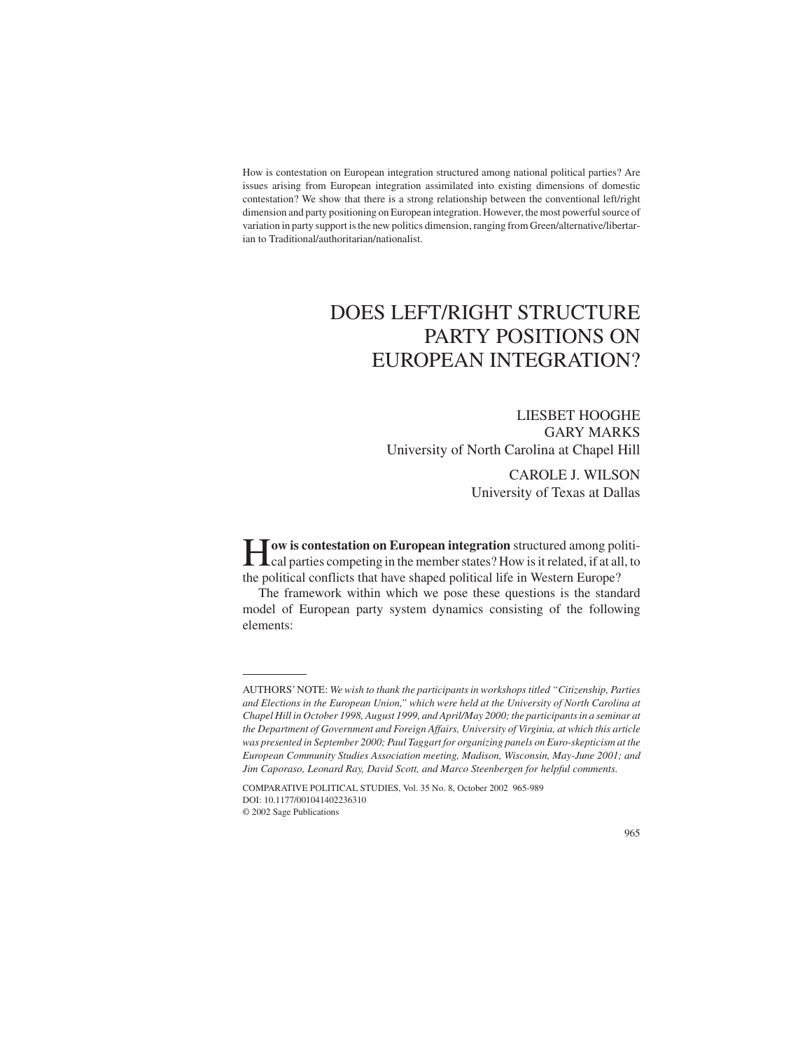How is contestation on European integration structured among national political parties? Are issues arising from European integration assimilated into existing dimensions of domestic contestation? We show that there is a strong relationship between the conventional left/right dimension and party positioning on European integration. However, the most powerful source of variation in party support is the new politics dimension, ranging from Green/alternative/libertarian to Traditional/authoritarian/nationalist.

# DOES LEFT/RIGHT STRUCTURE PARTY POSITIONS ON EUROPEAN INTEGRATION?

LIESBET HOOGHE
GARY MARKS
*University of North Carolina at Chapel Hill*

CAROLE J. WILSON
*University of Texas at Dallas*

**How is contestation on European integration** structured among political parties competing in the member states? How is it related, if at all, to the political conflicts that have shaped political life in Western Europe?

The framework within which we pose these questions is the standard model of European party system dynamics consisting of the following elements:

---

AUTHORS' NOTE: *We wish to thank the participants in workshops titled "Citizenship, Parties and Elections in the European Union," which were held at the University of North Carolina at Chapel Hill in October 1998, August 1999, and April/May 2000; the participants in a seminar at the Department of Government and Foreign Affairs, University of Virginia, at which this article was presented in September 2000; Paul Taggart for organizing panels on Euro-skepticism at the European Community Studies Association meeting, Madison, Wisconsin, May-June 2001; and Jim Caporaso, Leonard Ray, David Scott, and Marco Steenbergen for helpful comments.*

COMPARATIVE POLITICAL STUDIES, Vol. 35 No. 8, October 2002 965-989
DOI: 10.1177/001041402236310
© 2002 Sage Publications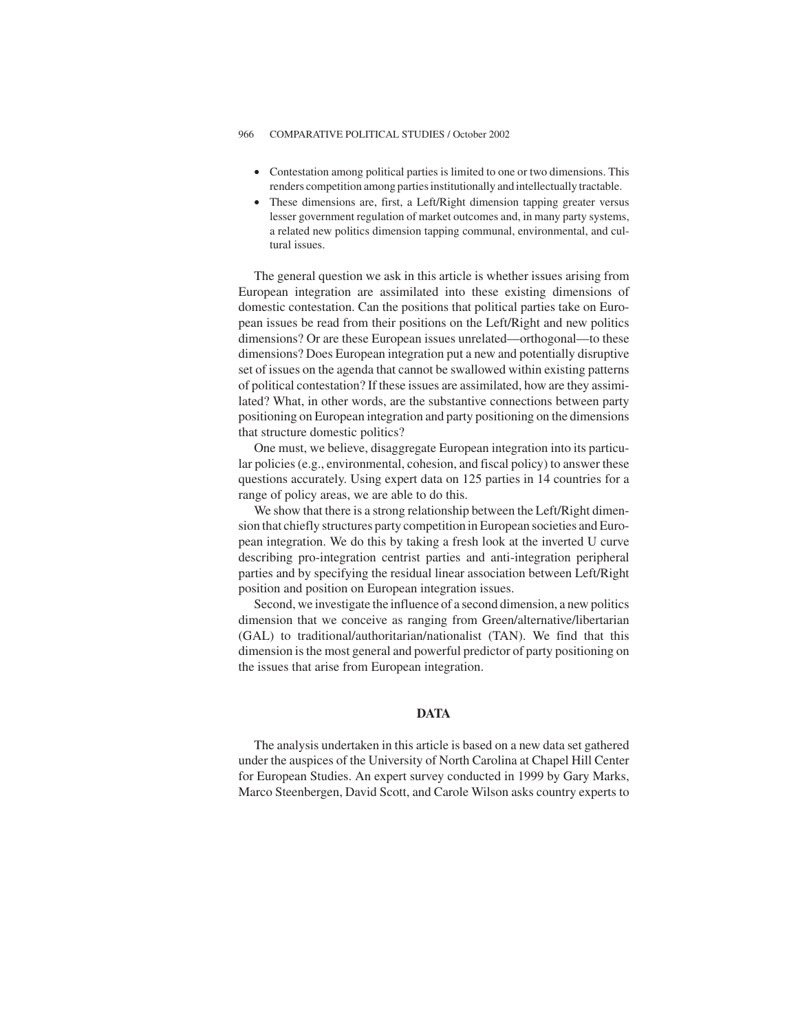- Contestation among political parties is limited to one or two dimensions. This renders competition among parties institutionally and intellectually tractable.
- These dimensions are, first, a Left/Right dimension tapping greater versus lesser government regulation of market outcomes and, in many party systems, a related new politics dimension tapping communal, environmental, and cultural issues.

The general question we ask in this article is whether issues arising from European integration are assimilated into these existing dimensions of domestic contestation. Can the positions that political parties take on European issues be read from their positions on the Left/Right and new politics dimensions? Or are these European issues unrelated—orthogonal—to these dimensions? Does European integration put a new and potentially disruptive set of issues on the agenda that cannot be swallowed within existing patterns of political contestation? If these issues are assimilated, how are they assimilated? What, in other words, are the substantive connections between party positioning on European integration and party positioning on the dimensions that structure domestic politics?

One must, we believe, disaggregate European integration into its particular policies (e.g., environmental, cohesion, and fiscal policy) to answer these questions accurately. Using expert data on 125 parties in 14 countries for a range of policy areas, we are able to do this.

We show that there is a strong relationship between the Left/Right dimension that chiefly structures party competition in European societies and European integration. We do this by taking a fresh look at the inverted U curve describing pro-integration centrist parties and anti-integration peripheral parties and by specifying the residual linear association between Left/Right position and position on European integration issues.

Second, we investigate the influence of a second dimension, a new politics dimension that we conceive as ranging from Green/alternative/libertarian (GAL) to traditional/authoritarian/nationalist (TAN). We find that this dimension is the most general and powerful predictor of party positioning on the issues that arise from European integration.

## DATA

The analysis undertaken in this article is based on a new data set gathered under the auspices of the University of North Carolina at Chapel Hill Center for European Studies. An expert survey conducted in 1999 by Gary Marks, Marco Steenbergen, David Scott, and Carole Wilson asks country experts to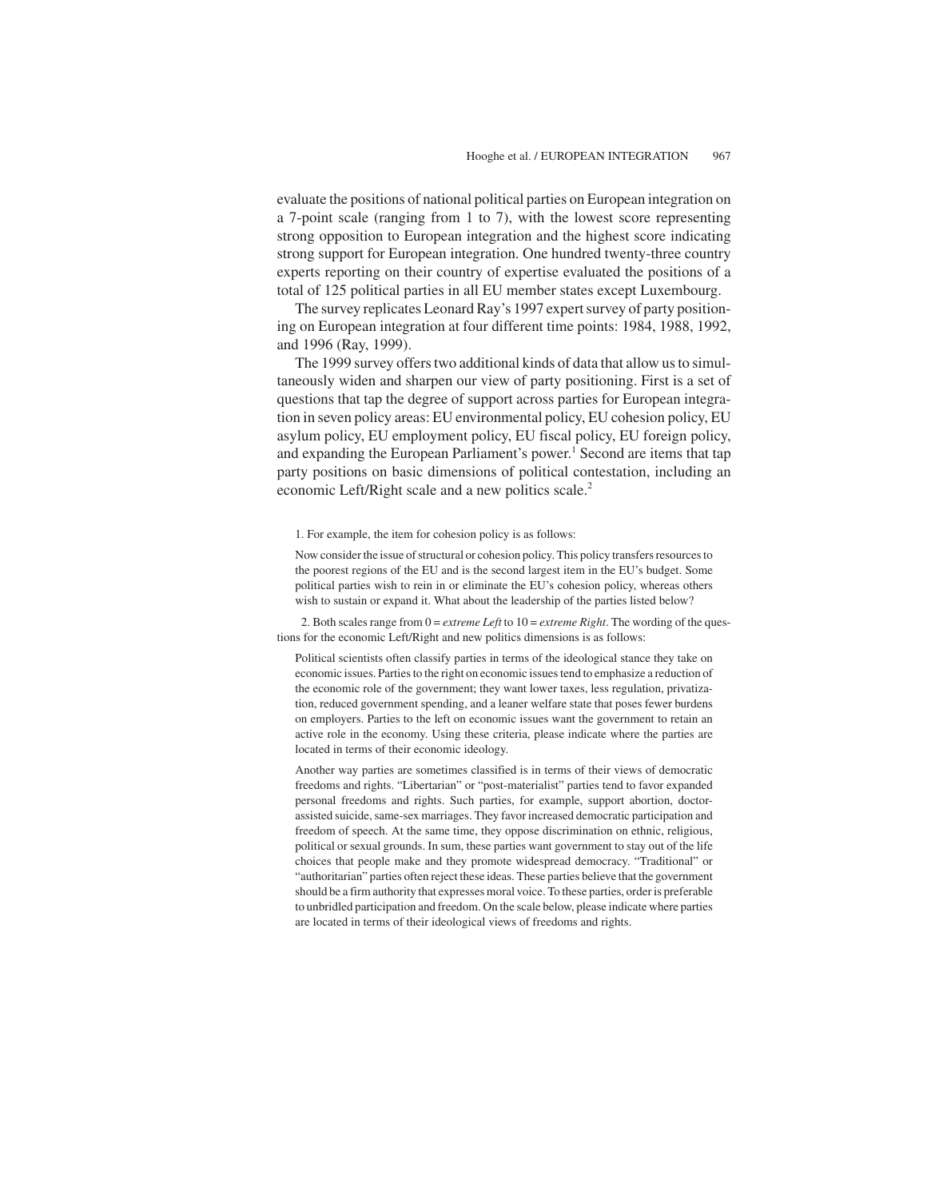evaluate the positions of national political parties on European integration on a 7-point scale (ranging from 1 to 7), with the lowest score representing strong opposition to European integration and the highest score indicating strong support for European integration. One hundred twenty-three country experts reporting on their country of expertise evaluated the positions of a total of 125 political parties in all EU member states except Luxembourg.

The survey replicates Leonard Ray's 1997 expert survey of party positioning on European integration at four different time points: 1984, 1988, 1992, and 1996 (Ray, 1999).

The 1999 survey offers two additional kinds of data that allow us to simultaneously widen and sharpen our view of party positioning. First is a set of questions that tap the degree of support across parties for European integration in seven policy areas: EU environmental policy, EU cohesion policy, EU asylum policy, EU employment policy, EU fiscal policy, EU foreign policy, and expanding the European Parliament's power.[1] Second are items that tap party positions on basic dimensions of political contestation, including an economic Left/Right scale and a new politics scale.[2]

1. For example, the item for cohesion policy is as follows:

> Now consider the issue of structural or cohesion policy. This policy transfers resources to the poorest regions of the EU and is the second largest item in the EU's budget. Some political parties wish to rein in or eliminate the EU's cohesion policy, whereas others wish to sustain or expand it. What about the leadership of the parties listed below?

2. Both scales range from 0 = *extreme Left* to 10 = *extreme Right*. The wording of the questions for the economic Left/Right and new politics dimensions is as follows:

> Political scientists often classify parties in terms of the ideological stance they take on economic issues. Parties to the right on economic issues tend to emphasize a reduction of the economic role of the government; they want lower taxes, less regulation, privatization, reduced government spending, and a leaner welfare state that poses fewer burdens on employers. Parties to the left on economic issues want the government to retain an active role in the economy. Using these criteria, please indicate where the parties are located in terms of their economic ideology.

> Another way parties are sometimes classified is in terms of their views of democratic freedoms and rights. "Libertarian" or "post-materialist" parties tend to favor expanded personal freedoms and rights. Such parties, for example, support abortion, doctor-assisted suicide, same-sex marriages. They favor increased democratic participation and freedom of speech. At the same time, they oppose discrimination on ethnic, religious, political or sexual grounds. In sum, these parties want government to stay out of the life choices that people make and they promote widespread democracy. "Traditional" or "authoritarian" parties often reject these ideas. These parties believe that the government should be a firm authority that expresses moral voice. To these parties, order is preferable to unbridled participation and freedom. On the scale below, please indicate where parties are located in terms of their ideological views of freedoms and rights.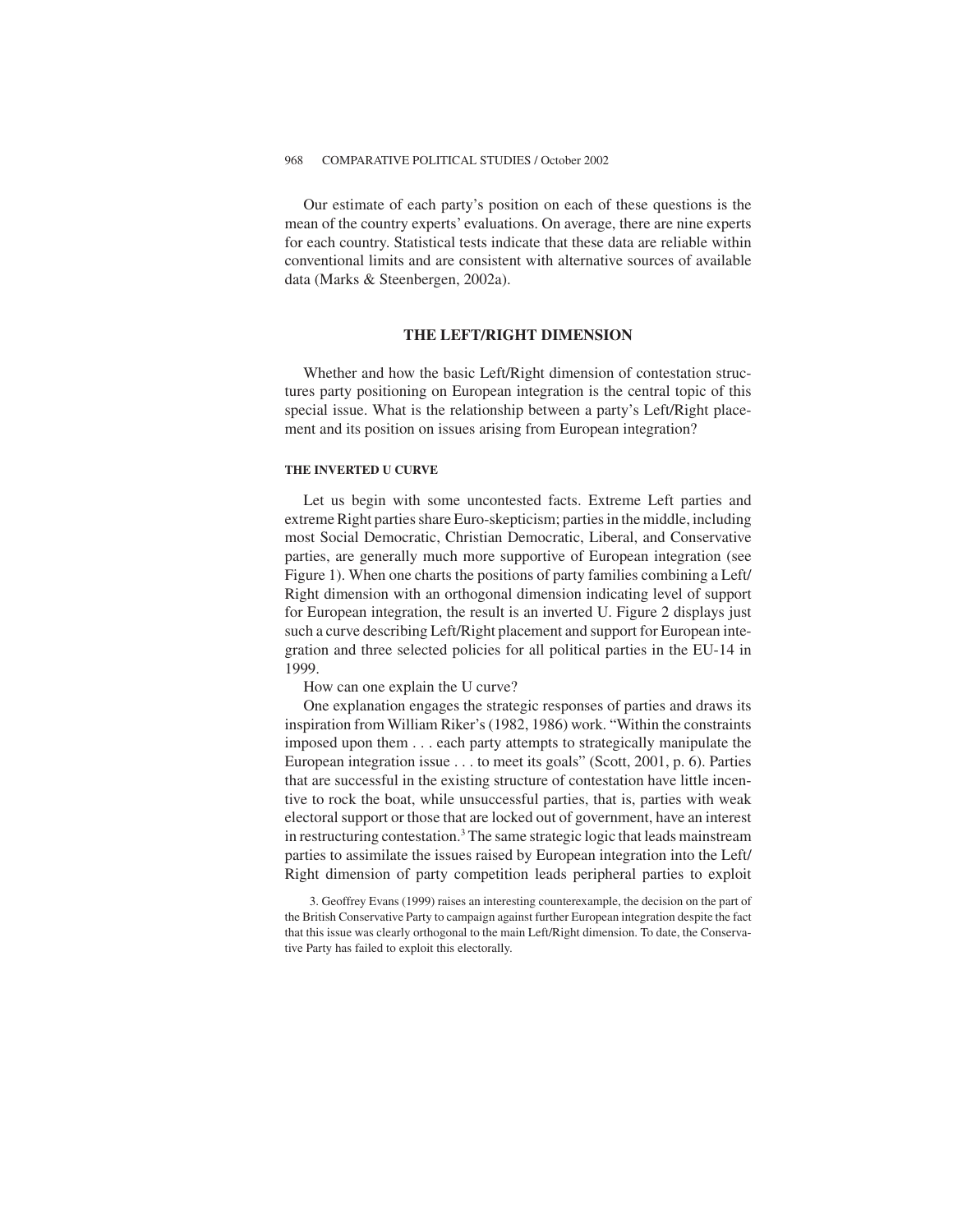Our estimate of each party's position on each of these questions is the mean of the country experts' evaluations. On average, there are nine experts for each country. Statistical tests indicate that these data are reliable within conventional limits and are consistent with alternative sources of available data (Marks & Steenbergen, 2002a).

## THE LEFT/RIGHT DIMENSION

Whether and how the basic Left/Right dimension of contestation structures party positioning on European integration is the central topic of this special issue. What is the relationship between a party's Left/Right placement and its position on issues arising from European integration?

### THE INVERTED U CURVE

Let us begin with some uncontested facts. Extreme Left parties and extreme Right parties share Euro-skepticism; parties in the middle, including most Social Democratic, Christian Democratic, Liberal, and Conservative parties, are generally much more supportive of European integration (see Figure 1). When one charts the positions of party families combining a Left/Right dimension with an orthogonal dimension indicating level of support for European integration, the result is an inverted U. Figure 2 displays just such a curve describing Left/Right placement and support for European integration and three selected policies for all political parties in the EU-14 in 1999.

How can one explain the U curve?

One explanation engages the strategic responses of parties and draws its inspiration from William Riker's (1982, 1986) work. "Within the constraints imposed upon them . . . each party attempts to strategically manipulate the European integration issue . . . to meet its goals" (Scott, 2001, p. 6). Parties that are successful in the existing structure of contestation have little incentive to rock the boat, while unsuccessful parties, that is, parties with weak electoral support or those that are locked out of government, have an interest in restructuring contestation.[3] The same strategic logic that leads mainstream parties to assimilate the issues raised by European integration into the Left/Right dimension of party competition leads peripheral parties to exploit

3. Geoffrey Evans (1999) raises an interesting counterexample, the decision on the part of the British Conservative Party to campaign against further European integration despite the fact that this issue was clearly orthogonal to the main Left/Right dimension. To date, the Conservative Party has failed to exploit this electorally.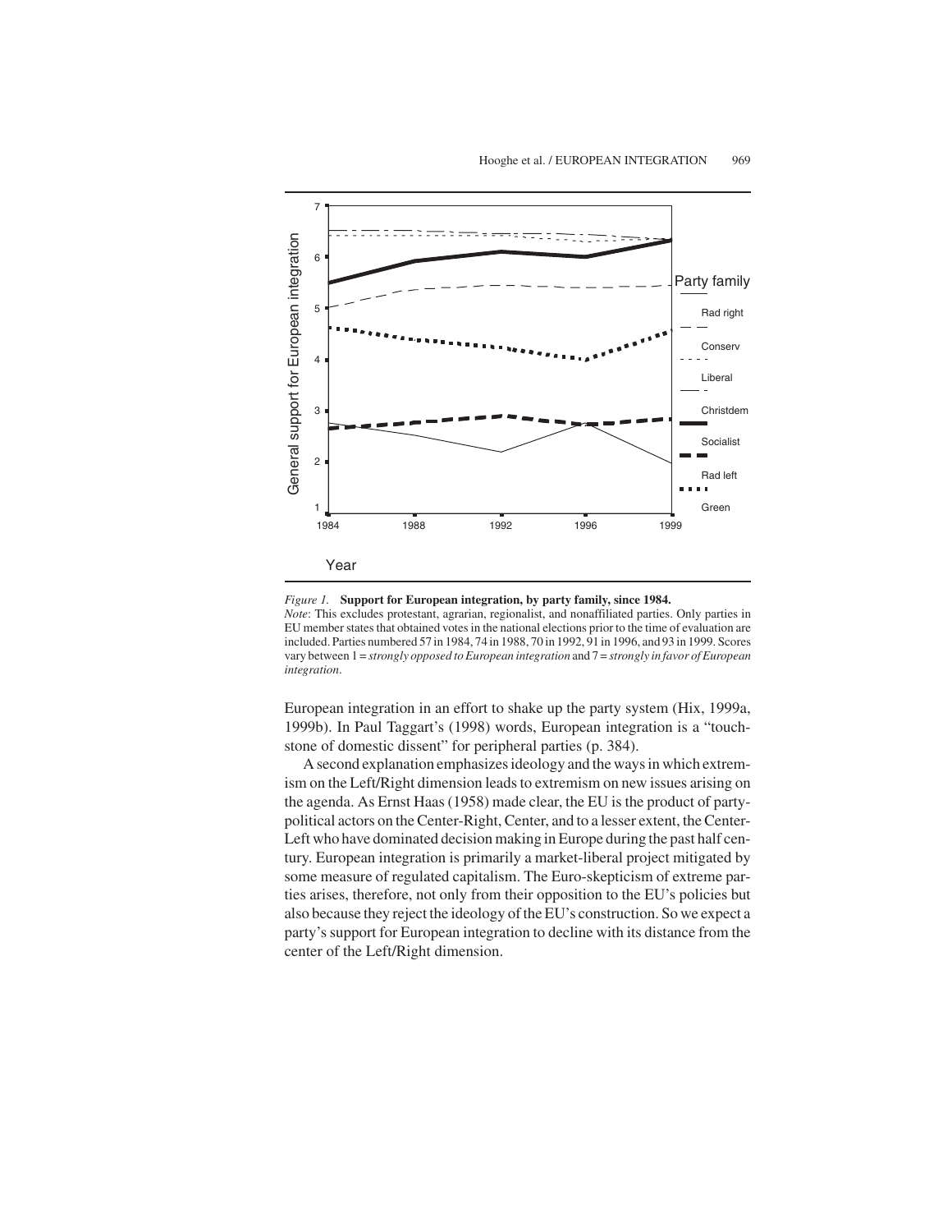*Figure 1.* **Support for European integration, by party family, since 1984.**
*Note*: This excludes protestant, agrarian, regionalist, and nonaffiliated parties. Only parties in EU member states that obtained votes in the national elections prior to the time of evaluation are included. Parties numbered 57 in 1984, 74 in 1988, 70 in 1992, 91 in 1996, and 93 in 1999. Scores vary between 1 = *strongly opposed to European integration* and 7 = *strongly in favor of European integration*.

European integration in an effort to shake up the party system (Hix, 1999a, 1999b). In Paul Taggart's (1998) words, European integration is a "touchstone of domestic dissent" for peripheral parties (p. 384).

A second explanation emphasizes ideology and the ways in which extremism on the Left/Right dimension leads to extremism on new issues arising on the agenda. As Ernst Haas (1958) made clear, the EU is the product of party-political actors on the Center-Right, Center, and to a lesser extent, the Center-Left who have dominated decision making in Europe during the past half century. European integration is primarily a market-liberal project mitigated by some measure of regulated capitalism. The Euro-skepticism of extreme parties arises, therefore, not only from their opposition to the EU's policies but also because they reject the ideology of the EU's construction. So we expect a party's support for European integration to decline with its distance from the center of the Left/Right dimension.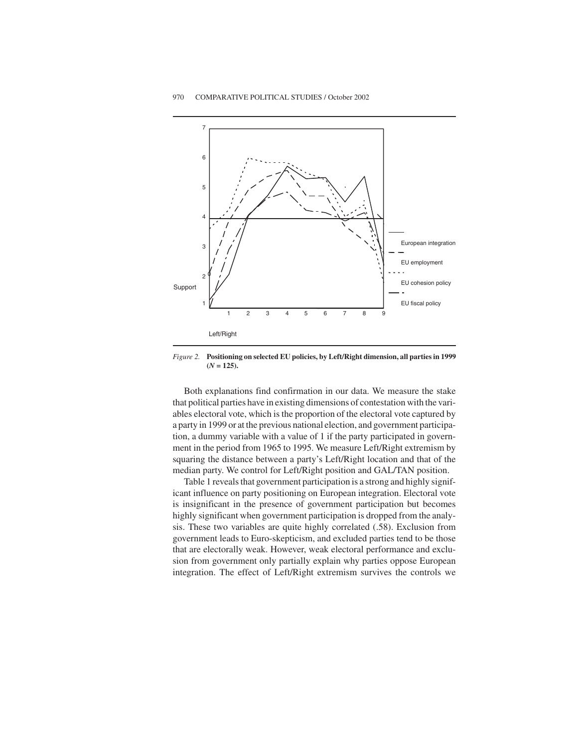*Figure 2.* **Positioning on selected EU policies, by Left/Right dimension, all parties in 1999 ($N$ = 125).**

Both explanations find confirmation in our data. We measure the stake that political parties have in existing dimensions of contestation with the variables electoral vote, which is the proportion of the electoral vote captured by a party in 1999 or at the previous national election, and government participation, a dummy variable with a value of 1 if the party participated in government in the period from 1965 to 1995. We measure Left/Right extremism by squaring the distance between a party's Left/Right location and that of the median party. We control for Left/Right position and GAL/TAN position.

Table 1 reveals that government participation is a strong and highly significant influence on party positioning on European integration. Electoral vote is insignificant in the presence of government participation but becomes highly significant when government participation is dropped from the analysis. These two variables are quite highly correlated (.58). Exclusion from government leads to Euro-skepticism, and excluded parties tend to be those that are electorally weak. However, weak electoral performance and exclusion from government only partially explain why parties oppose European integration. The effect of Left/Right extremism survives the controls we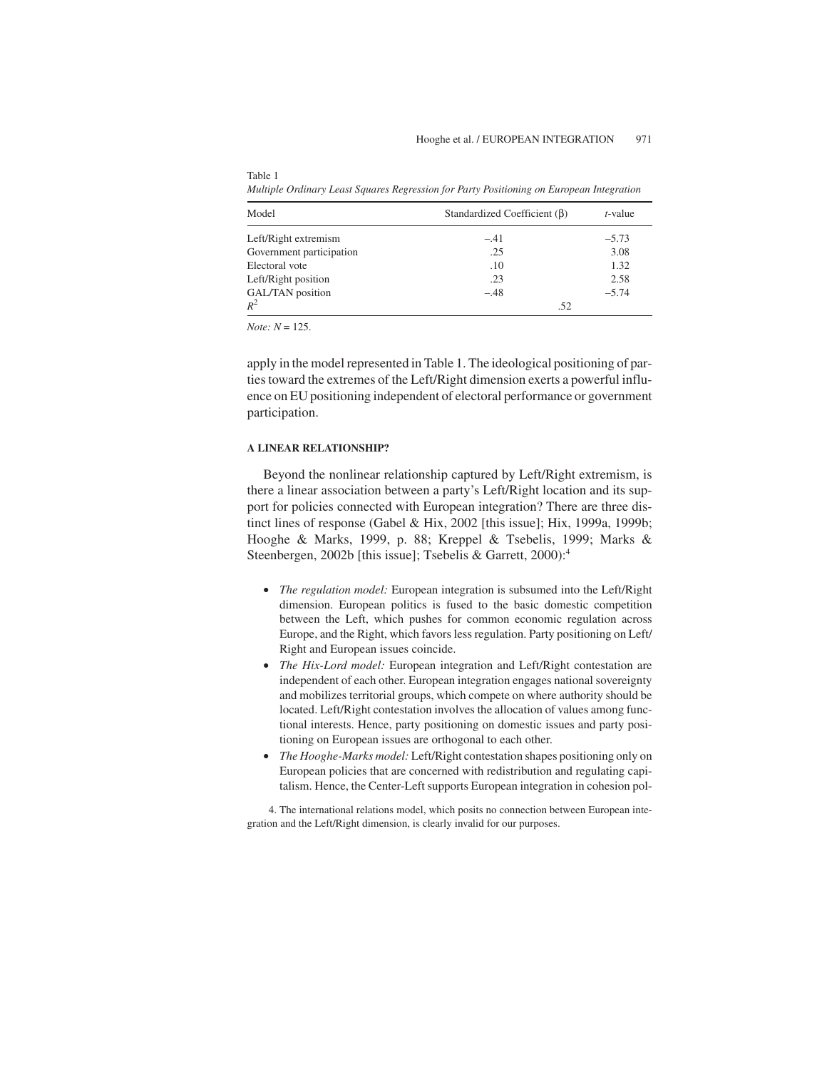Table 1

*Multiple Ordinary Least Squares Regression for Party Positioning on European Integration*

| Model | Standardized Coefficient (β) | *t*-value |
|---|---|---|
| Left/Right extremism | –.41 | –5.73 |
| Government participation | .25 | 3.08 |
| Electoral vote | .10 | 1.32 |
| Left/Right position | .23 | 2.58 |
| GAL/TAN position | –.48 | –5.74 |
| $R^2$ | .52 | |

*Note: N* = 125.

apply in the model represented in Table 1. The ideological positioning of parties toward the extremes of the Left/Right dimension exerts a powerful influence on EU positioning independent of electoral performance or government participation.

### A LINEAR RELATIONSHIP?

Beyond the nonlinear relationship captured by Left/Right extremism, is there a linear association between a party's Left/Right location and its support for policies connected with European integration? There are three distinct lines of response (Gabel & Hix, 2002 [this issue]; Hix, 1999a, 1999b; Hooghe & Marks, 1999, p. 88; Kreppel & Tsebelis, 1999; Marks & Steenbergen, 2002b [this issue]; Tsebelis & Garrett, 2000):[4]

- *The regulation model:* European integration is subsumed into the Left/Right dimension. European politics is fused to the basic domestic competition between the Left, which pushes for common economic regulation across Europe, and the Right, which favors less regulation. Party positioning on Left/Right and European issues coincide.
- *The Hix-Lord model:* European integration and Left/Right contestation are independent of each other. European integration engages national sovereignty and mobilizes territorial groups, which compete on where authority should be located. Left/Right contestation involves the allocation of values among functional interests. Hence, party positioning on domestic issues and party positioning on European issues are orthogonal to each other.
- *The Hooghe-Marks model:* Left/Right contestation shapes positioning only on European policies that are concerned with redistribution and regulating capitalism. Hence, the Center-Left supports European integration in cohesion pol-

4. The international relations model, which posits no connection between European integration and the Left/Right dimension, is clearly invalid for our purposes.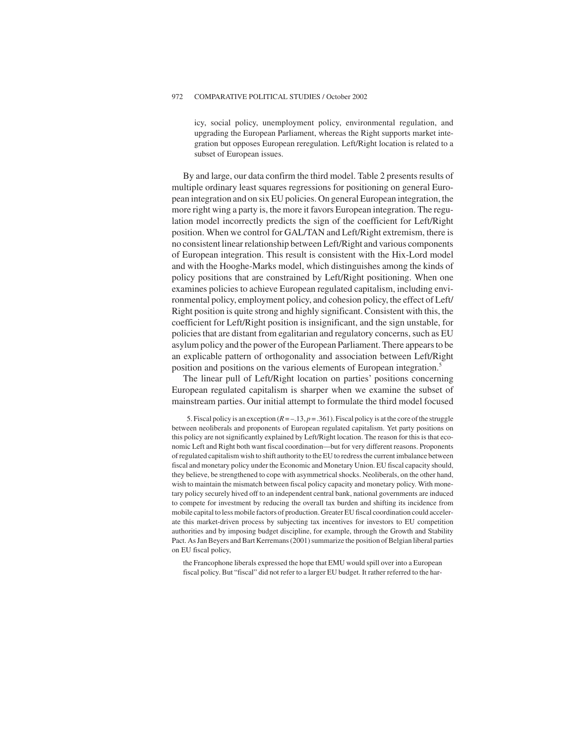icy, social policy, unemployment policy, environmental regulation, and upgrading the European Parliament, whereas the Right supports market integration but opposes European reregulation. Left/Right location is related to a subset of European issues.

By and large, our data confirm the third model. Table 2 presents results of multiple ordinary least squares regressions for positioning on general European integration and on six EU policies. On general European integration, the more right wing a party is, the more it favors European integration. The regulation model incorrectly predicts the sign of the coefficient for Left/Right position. When we control for GAL/TAN and Left/Right extremism, there is no consistent linear relationship between Left/Right and various components of European integration. This result is consistent with the Hix-Lord model and with the Hooghe-Marks model, which distinguishes among the kinds of policy positions that are constrained by Left/Right positioning. When one examines policies to achieve European regulated capitalism, including environmental policy, employment policy, and cohesion policy, the effect of Left/Right position is quite strong and highly significant. Consistent with this, the coefficient for Left/Right position is insignificant, and the sign unstable, for policies that are distant from egalitarian and regulatory concerns, such as EU asylum policy and the power of the European Parliament. There appears to be an explicable pattern of orthogonality and association between Left/Right position and positions on the various elements of European integration.[5]

The linear pull of Left/Right location on parties' positions concerning European regulated capitalism is sharper when we examine the subset of mainstream parties. Our initial attempt to formulate the third model focused

5. Fiscal policy is an exception ($R = -.13$, $p = .361$). Fiscal policy is at the core of the struggle between neoliberals and proponents of European regulated capitalism. Yet party positions on this policy are not significantly explained by Left/Right location. The reason for this is that economic Left and Right both want fiscal coordination—but for very different reasons. Proponents of regulated capitalism wish to shift authority to the EU to redress the current imbalance between fiscal and monetary policy under the Economic and Monetary Union. EU fiscal capacity should, they believe, be strengthened to cope with asymmetrical shocks. Neoliberals, on the other hand, wish to maintain the mismatch between fiscal policy capacity and monetary policy. With monetary policy securely hived off to an independent central bank, national governments are induced to compete for investment by reducing the overall tax burden and shifting its incidence from mobile capital to less mobile factors of production. Greater EU fiscal coordination could accelerate this market-driven process by subjecting tax incentives for investors to EU competition authorities and by imposing budget discipline, for example, through the Growth and Stability Pact. As Jan Beyers and Bart Kerremans (2001) summarize the position of Belgian liberal parties on EU fiscal policy,

> the Francophone liberals expressed the hope that EMU would spill over into a European fiscal policy. But "fiscal" did not refer to a larger EU budget. It rather referred to the har-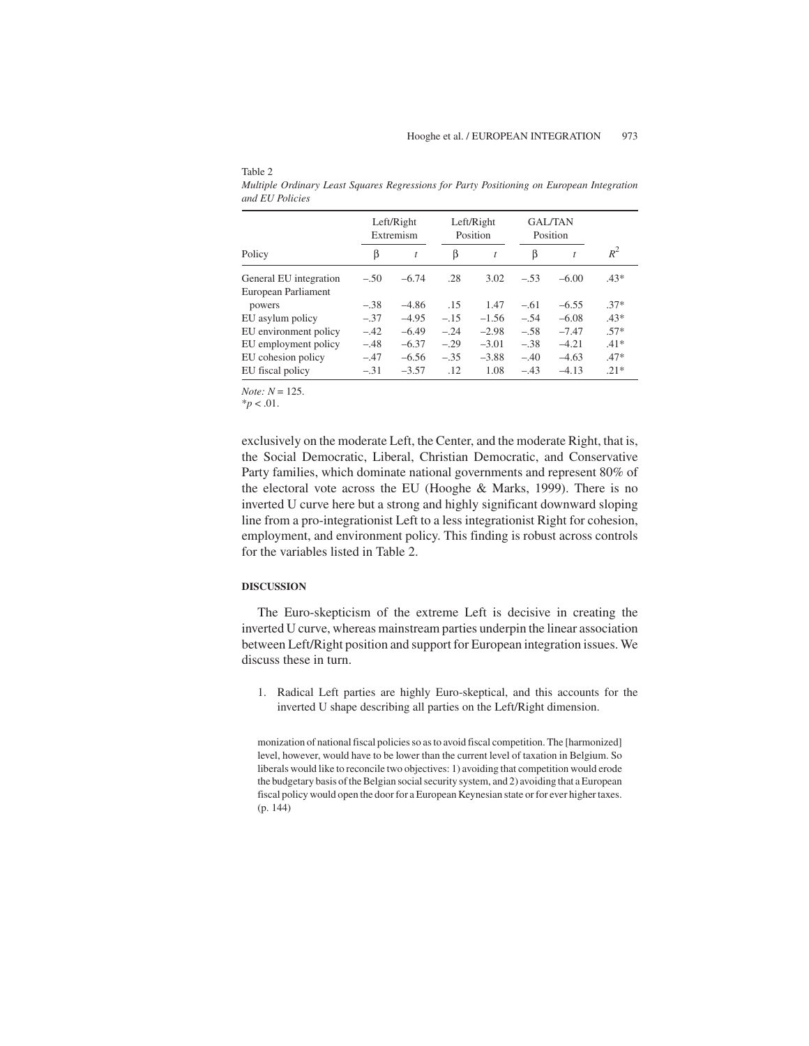Table 2

*Multiple Ordinary Least Squares Regressions for Party Positioning on European Integration and EU Policies*

| | Left/Right Extremism | | Left/Right Position | | GAL/TAN Position | | |
|---|---|---|---|---|---|---|---|
| Policy | β | *t* | β | *t* | β | *t* | $R^2$ |
| General EU integration | –.50 | –6.74 | .28 | 3.02 | –.53 | –6.00 | .43* |
| European Parliament powers | –.38 | –4.86 | .15 | 1.47 | –.61 | –6.55 | .37* |
| EU asylum policy | –.37 | –4.95 | –.15 | –1.56 | –.54 | –6.08 | .43* |
| EU environment policy | –.42 | –6.49 | –.24 | –2.98 | –.58 | –7.47 | .57* |
| EU employment policy | –.48 | –6.37 | –.29 | –3.01 | –.38 | –4.21 | .41* |
| EU cohesion policy | –.47 | –6.56 | –.35 | –3.88 | –.40 | –4.63 | .47* |
| EU fiscal policy | –.31 | –3.57 | .12 | 1.08 | –.43 | –4.13 | .21* |

*Note:* $N = 125$.
*$p < .01$.

exclusively on the moderate Left, the Center, and the moderate Right, that is, the Social Democratic, Liberal, Christian Democratic, and Conservative Party families, which dominate national governments and represent 80% of the electoral vote across the EU (Hooghe & Marks, 1999). There is no inverted U curve here but a strong and highly significant downward sloping line from a pro-integrationist Left to a less integrationist Right for cohesion, employment, and environment policy. This finding is robust across controls for the variables listed in Table 2.

## DISCUSSION

The Euro-skepticism of the extreme Left is decisive in creating the inverted U curve, whereas mainstream parties underpin the linear association between Left/Right position and support for European integration issues. We discuss these in turn.

1. Radical Left parties are highly Euro-skeptical, and this accounts for the inverted U shape describing all parties on the Left/Right dimension.

monization of national fiscal policies so as to avoid fiscal competition. The [harmonized] level, however, would have to be lower than the current level of taxation in Belgium. So liberals would like to reconcile two objectives: 1) avoiding that competition would erode the budgetary basis of the Belgian social security system, and 2) avoiding that a European fiscal policy would open the door for a European Keynesian state or for ever higher taxes. (p. 144)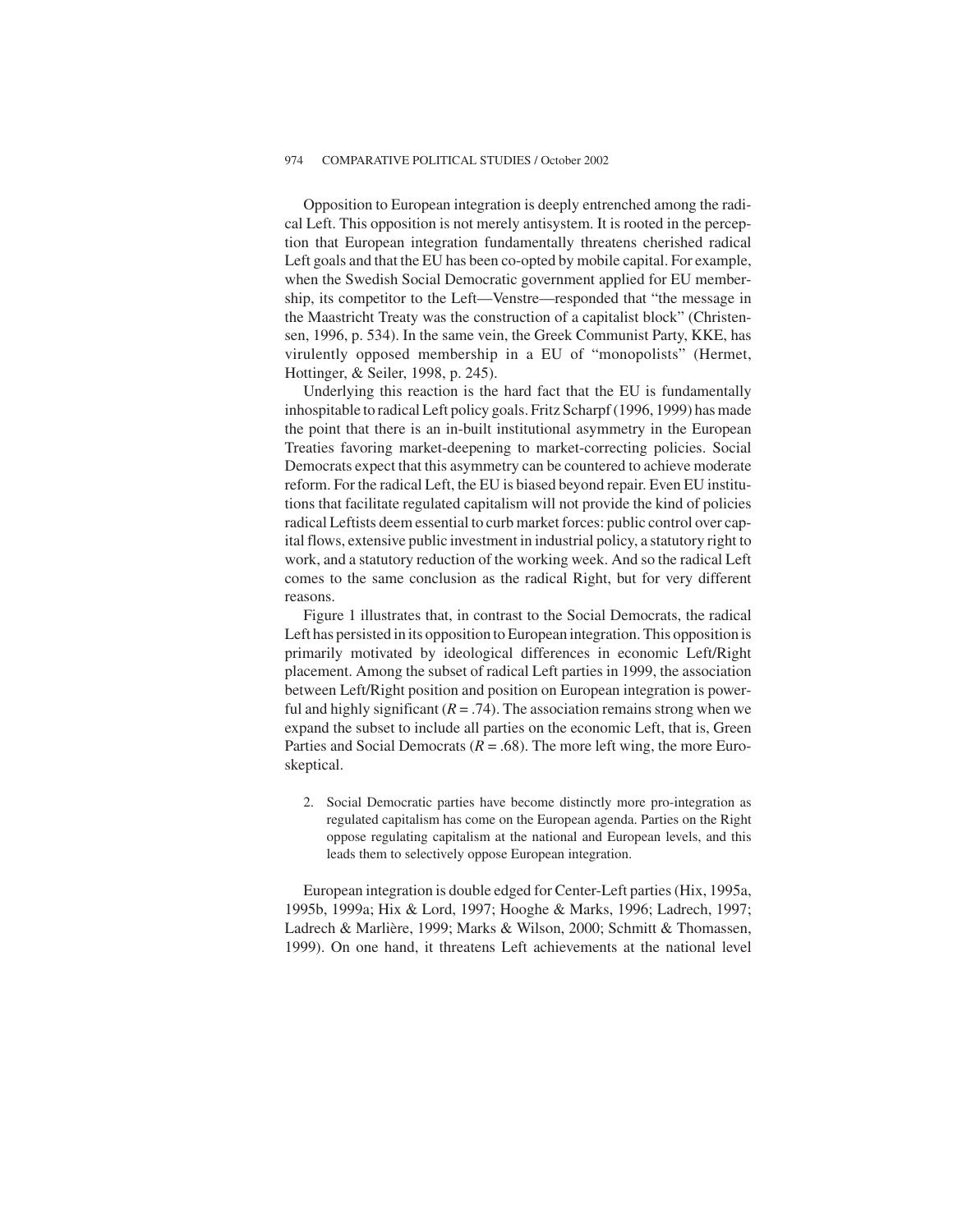Opposition to European integration is deeply entrenched among the radical Left. This opposition is not merely antisystem. It is rooted in the perception that European integration fundamentally threatens cherished radical Left goals and that the EU has been co-opted by mobile capital. For example, when the Swedish Social Democratic government applied for EU membership, its competitor to the Left—Venstre—responded that "the message in the Maastricht Treaty was the construction of a capitalist block" (Christensen, 1996, p. 534). In the same vein, the Greek Communist Party, KKE, has virulently opposed membership in a EU of "monopolists" (Hermet, Hottinger, & Seiler, 1998, p. 245).

Underlying this reaction is the hard fact that the EU is fundamentally inhospitable to radical Left policy goals. Fritz Scharpf (1996, 1999) has made the point that there is an in-built institutional asymmetry in the European Treaties favoring market-deepening to market-correcting policies. Social Democrats expect that this asymmetry can be countered to achieve moderate reform. For the radical Left, the EU is biased beyond repair. Even EU institutions that facilitate regulated capitalism will not provide the kind of policies radical Leftists deem essential to curb market forces: public control over capital flows, extensive public investment in industrial policy, a statutory right to work, and a statutory reduction of the working week. And so the radical Left comes to the same conclusion as the radical Right, but for very different reasons.

Figure 1 illustrates that, in contrast to the Social Democrats, the radical Left has persisted in its opposition to European integration. This opposition is primarily motivated by ideological differences in economic Left/Right placement. Among the subset of radical Left parties in 1999, the association between Left/Right position and position on European integration is powerful and highly significant ($R = .74$). The association remains strong when we expand the subset to include all parties on the economic Left, that is, Green Parties and Social Democrats ($R = .68$). The more left wing, the more Euroskeptical.

2. Social Democratic parties have become distinctly more pro-integration as regulated capitalism has come on the European agenda. Parties on the Right oppose regulating capitalism at the national and European levels, and this leads them to selectively oppose European integration.

European integration is double edged for Center-Left parties (Hix, 1995a, 1995b, 1999a; Hix & Lord, 1997; Hooghe & Marks, 1996; Ladrech, 1997; Ladrech & Marlière, 1999; Marks & Wilson, 2000; Schmitt & Thomassen, 1999). On one hand, it threatens Left achievements at the national level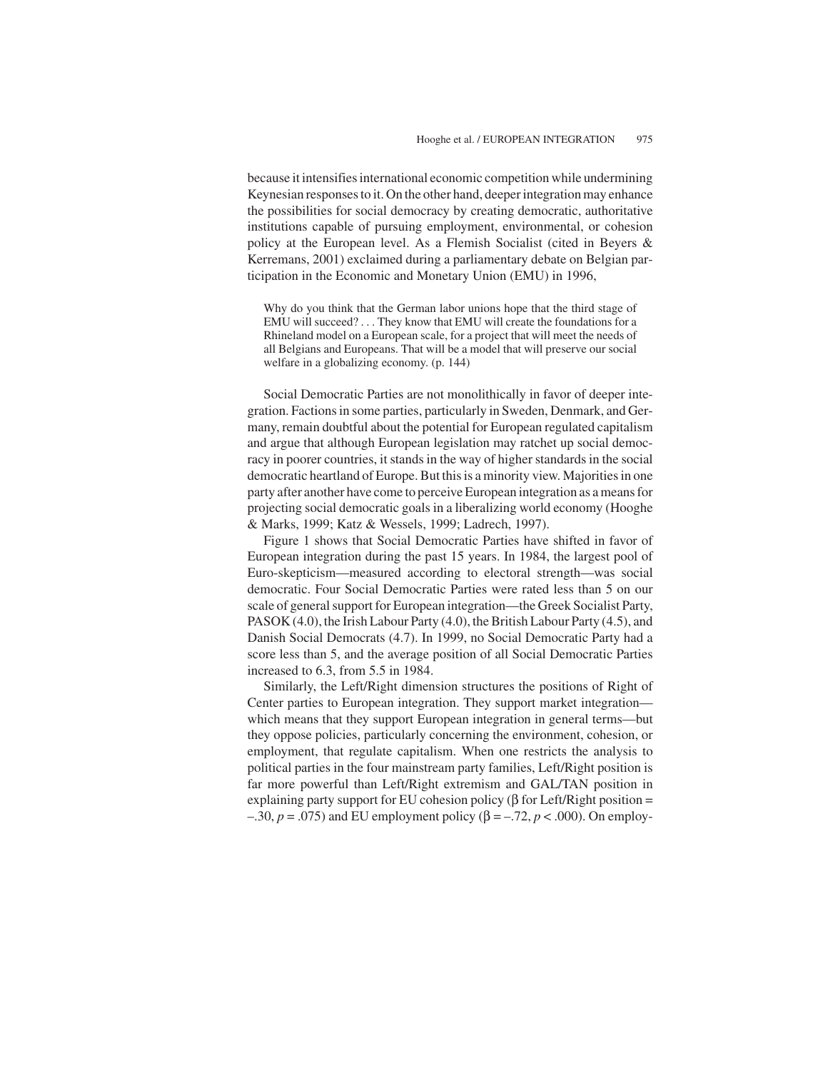because it intensifies international economic competition while undermining Keynesian responses to it. On the other hand, deeper integration may enhance the possibilities for social democracy by creating democratic, authoritative institutions capable of pursuing employment, environmental, or cohesion policy at the European level. As a Flemish Socialist (cited in Beyers & Kerremans, 2001) exclaimed during a parliamentary debate on Belgian participation in the Economic and Monetary Union (EMU) in 1996,

> Why do you think that the German labor unions hope that the third stage of EMU will succeed? . . . They know that EMU will create the foundations for a Rhineland model on a European scale, for a project that will meet the needs of all Belgians and Europeans. That will be a model that will preserve our social welfare in a globalizing economy. (p. 144)

Social Democratic Parties are not monolithically in favor of deeper integration. Factions in some parties, particularly in Sweden, Denmark, and Germany, remain doubtful about the potential for European regulated capitalism and argue that although European legislation may ratchet up social democracy in poorer countries, it stands in the way of higher standards in the social democratic heartland of Europe. But this is a minority view. Majorities in one party after another have come to perceive European integration as a means for projecting social democratic goals in a liberalizing world economy (Hooghe & Marks, 1999; Katz & Wessels, 1999; Ladrech, 1997).

Figure 1 shows that Social Democratic Parties have shifted in favor of European integration during the past 15 years. In 1984, the largest pool of Euro-skepticism—measured according to electoral strength—was social democratic. Four Social Democratic Parties were rated less than 5 on our scale of general support for European integration—the Greek Socialist Party, PASOK (4.0), the Irish Labour Party (4.0), the British Labour Party (4.5), and Danish Social Democrats (4.7). In 1999, no Social Democratic Party had a score less than 5, and the average position of all Social Democratic Parties increased to 6.3, from 5.5 in 1984.

Similarly, the Left/Right dimension structures the positions of Right of Center parties to European integration. They support market integration—which means that they support European integration in general terms—but they oppose policies, particularly concerning the environment, cohesion, or employment, that regulate capitalism. When one restricts the analysis to political parties in the four mainstream party families, Left/Right position is far more powerful than Left/Right extremism and GAL/TAN position in explaining party support for EU cohesion policy ($\beta$ for Left/Right position = $-.30$, $p = .075$) and EU employment policy ($\beta = -.72$, $p < .000$). On employ-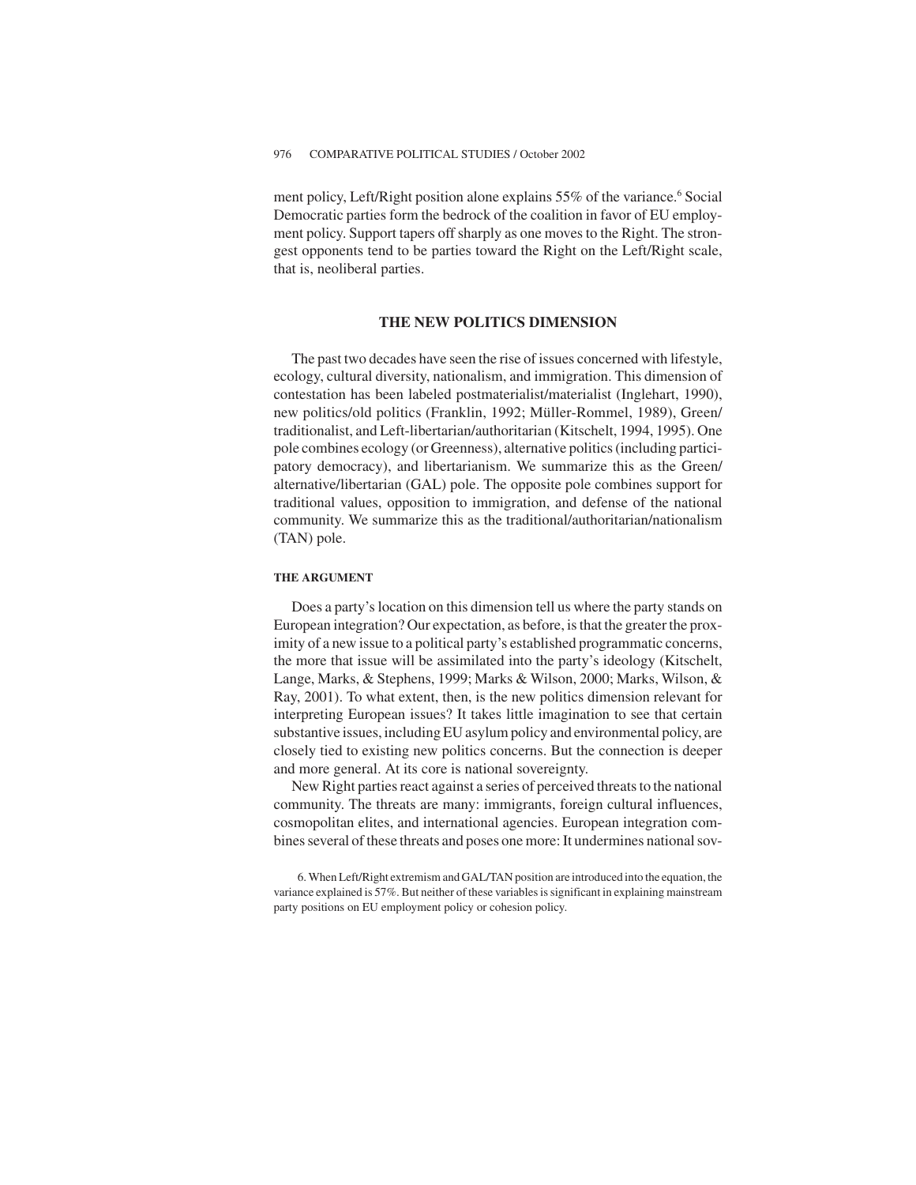ment policy, Left/Right position alone explains 55% of the variance.[6] Social Democratic parties form the bedrock of the coalition in favor of EU employment policy. Support tapers off sharply as one moves to the Right. The strongest opponents tend to be parties toward the Right on the Left/Right scale, that is, neoliberal parties.

## THE NEW POLITICS DIMENSION

The past two decades have seen the rise of issues concerned with lifestyle, ecology, cultural diversity, nationalism, and immigration. This dimension of contestation has been labeled postmaterialist/materialist (Inglehart, 1990), new politics/old politics (Franklin, 1992; Müller-Rommel, 1989), Green/traditionalist, and Left-libertarian/authoritarian (Kitschelt, 1994, 1995). One pole combines ecology (or Greenness), alternative politics (including participatory democracy), and libertarianism. We summarize this as the Green/alternative/libertarian (GAL) pole. The opposite pole combines support for traditional values, opposition to immigration, and defense of the national community. We summarize this as the traditional/authoritarian/nationalism (TAN) pole.

### THE ARGUMENT

Does a party's location on this dimension tell us where the party stands on European integration? Our expectation, as before, is that the greater the proximity of a new issue to a political party's established programmatic concerns, the more that issue will be assimilated into the party's ideology (Kitschelt, Lange, Marks, & Stephens, 1999; Marks & Wilson, 2000; Marks, Wilson, & Ray, 2001). To what extent, then, is the new politics dimension relevant for interpreting European issues? It takes little imagination to see that certain substantive issues, including EU asylum policy and environmental policy, are closely tied to existing new politics concerns. But the connection is deeper and more general. At its core is national sovereignty.

New Right parties react against a series of perceived threats to the national community. The threats are many: immigrants, foreign cultural influences, cosmopolitan elites, and international agencies. European integration combines several of these threats and poses one more: It undermines national sov-

6. When Left/Right extremism and GAL/TAN position are introduced into the equation, the variance explained is 57%. But neither of these variables is significant in explaining mainstream party positions on EU employment policy or cohesion policy.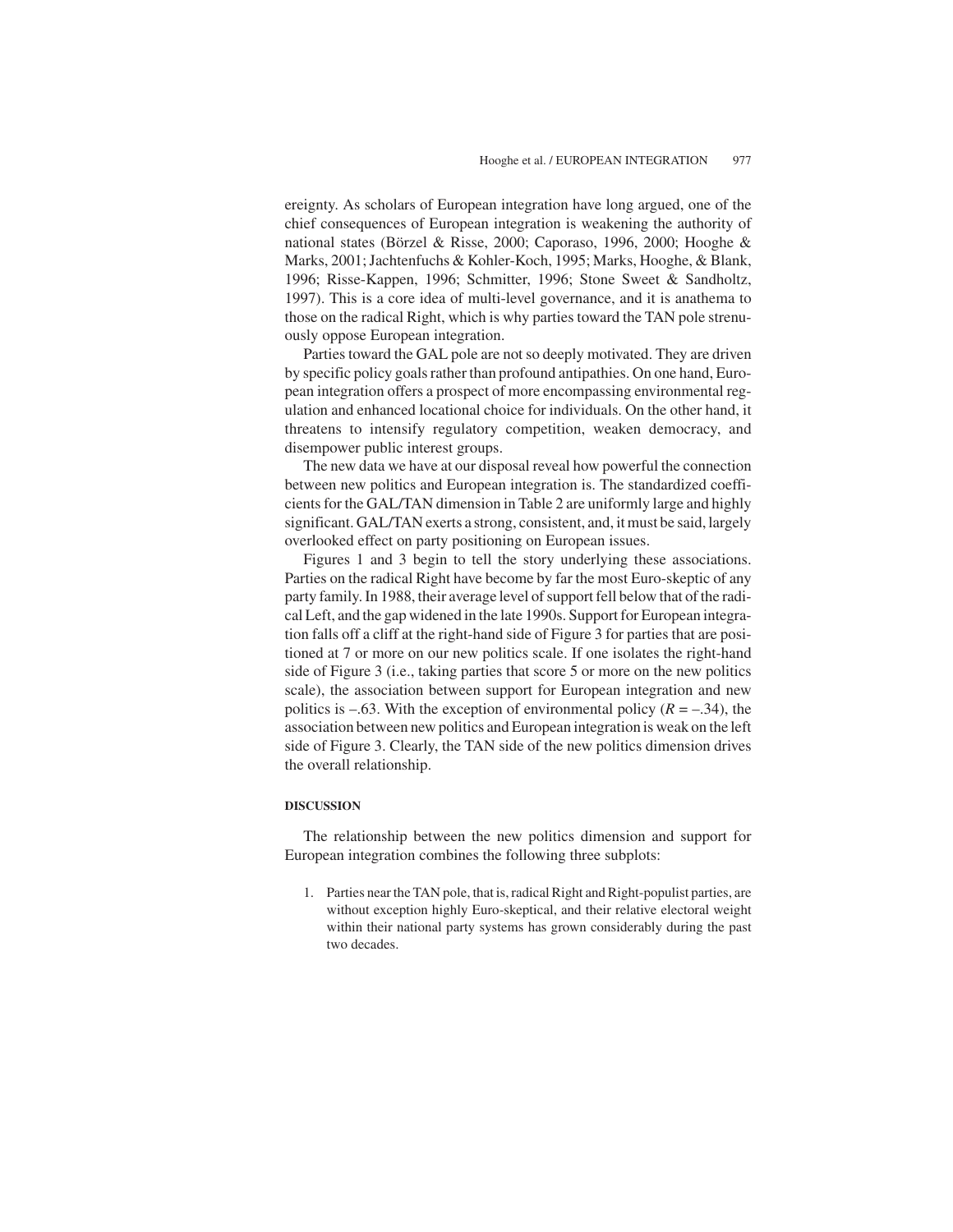ereignty. As scholars of European integration have long argued, one of the chief consequences of European integration is weakening the authority of national states (Börzel & Risse, 2000; Caporaso, 1996, 2000; Hooghe & Marks, 2001; Jachtenfuchs & Kohler-Koch, 1995; Marks, Hooghe, & Blank, 1996; Risse-Kappen, 1996; Schmitter, 1996; Stone Sweet & Sandholtz, 1997). This is a core idea of multi-level governance, and it is anathema to those on the radical Right, which is why parties toward the TAN pole strenuously oppose European integration.

Parties toward the GAL pole are not so deeply motivated. They are driven by specific policy goals rather than profound antipathies. On one hand, European integration offers a prospect of more encompassing environmental regulation and enhanced locational choice for individuals. On the other hand, it threatens to intensify regulatory competition, weaken democracy, and disempower public interest groups.

The new data we have at our disposal reveal how powerful the connection between new politics and European integration is. The standardized coefficients for the GAL/TAN dimension in Table 2 are uniformly large and highly significant. GAL/TAN exerts a strong, consistent, and, it must be said, largely overlooked effect on party positioning on European issues.

Figures 1 and 3 begin to tell the story underlying these associations. Parties on the radical Right have become by far the most Euro-skeptic of any party family. In 1988, their average level of support fell below that of the radical Left, and the gap widened in the late 1990s. Support for European integration falls off a cliff at the right-hand side of Figure 3 for parties that are positioned at 7 or more on our new politics scale. If one isolates the right-hand side of Figure 3 (i.e., taking parties that score 5 or more on the new politics scale), the association between support for European integration and new politics is –.63. With the exception of environmental policy ($R = -.34$), the association between new politics and European integration is weak on the left side of Figure 3. Clearly, the TAN side of the new politics dimension drives the overall relationship.

## DISCUSSION

The relationship between the new politics dimension and support for European integration combines the following three subplots:

1. Parties near the TAN pole, that is, radical Right and Right-populist parties, are without exception highly Euro-skeptical, and their relative electoral weight within their national party systems has grown considerably during the past two decades.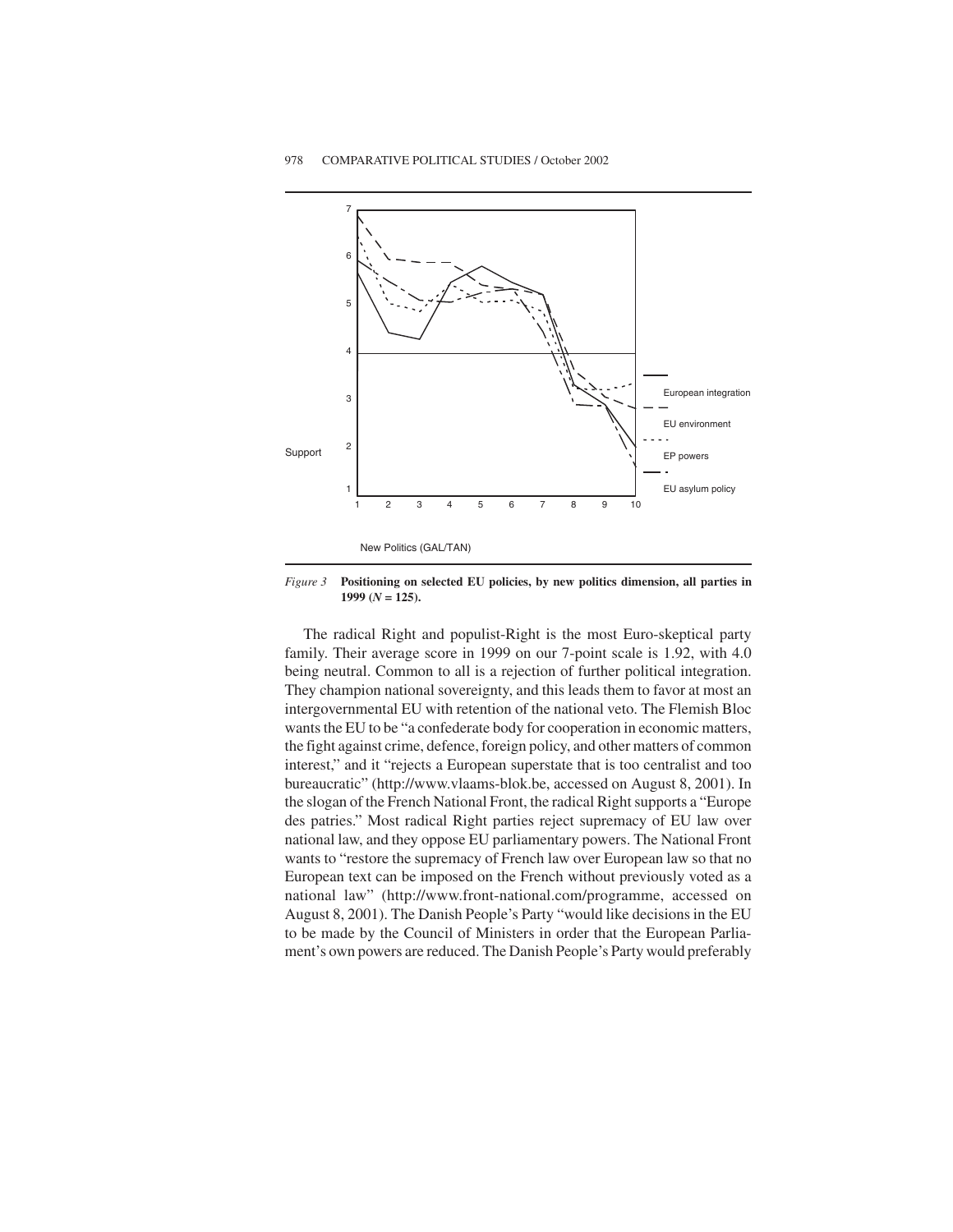*Figure 3* **Positioning on selected EU policies, by new politics dimension, all parties in 1999 (*N* = 125).**

The radical Right and populist-Right is the most Euro-skeptical party family. Their average score in 1999 on our 7-point scale is 1.92, with 4.0 being neutral. Common to all is a rejection of further political integration. They champion national sovereignty, and this leads them to favor at most an intergovernmental EU with retention of the national veto. The Flemish Bloc wants the EU to be "a confederate body for cooperation in economic matters, the fight against crime, defence, foreign policy, and other matters of common interest," and it "rejects a European superstate that is too centralist and too bureaucratic" (http://www.vlaams-blok.be, accessed on August 8, 2001). In the slogan of the French National Front, the radical Right supports a "Europe des patries." Most radical Right parties reject supremacy of EU law over national law, and they oppose EU parliamentary powers. The National Front wants to "restore the supremacy of French law over European law so that no European text can be imposed on the French without previously voted as a national law" (http://www.front-national.com/programme, accessed on August 8, 2001). The Danish People's Party "would like decisions in the EU to be made by the Council of Ministers in order that the European Parliament's own powers are reduced. The Danish People's Party would preferably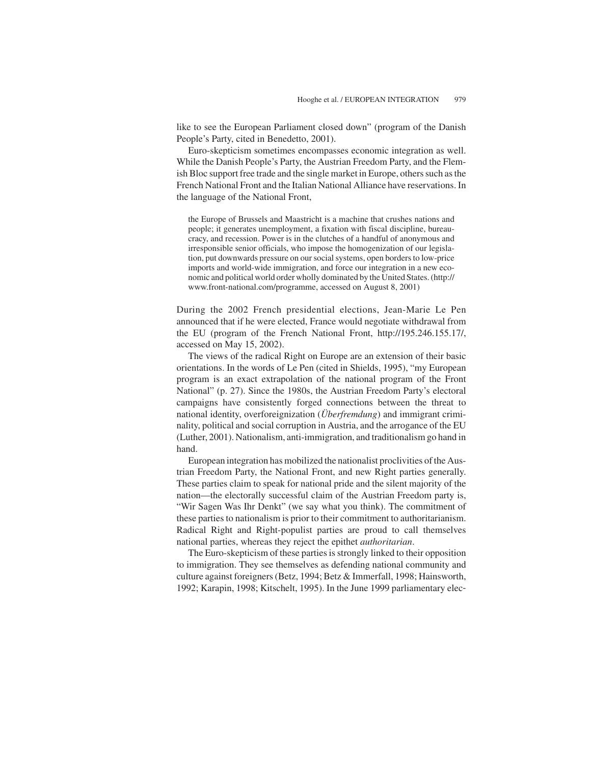like to see the European Parliament closed down" (program of the Danish People's Party, cited in Benedetto, 2001).

Euro-skepticism sometimes encompasses economic integration as well. While the Danish People's Party, the Austrian Freedom Party, and the Flemish Bloc support free trade and the single market in Europe, others such as the French National Front and the Italian National Alliance have reservations. In the language of the National Front,

> the Europe of Brussels and Maastricht is a machine that crushes nations and people; it generates unemployment, a fixation with fiscal discipline, bureaucracy, and recession. Power is in the clutches of a handful of anonymous and irresponsible senior officials, who impose the homogenization of our legislation, put downwards pressure on our social systems, open borders to low-price imports and world-wide immigration, and force our integration in a new economic and political world order wholly dominated by the United States. (http://www.front-national.com/programme, accessed on August 8, 2001)

During the 2002 French presidential elections, Jean-Marie Le Pen announced that if he were elected, France would negotiate withdrawal from the EU (program of the French National Front, http://195.246.155.17/, accessed on May 15, 2002).

The views of the radical Right on Europe are an extension of their basic orientations. In the words of Le Pen (cited in Shields, 1995), "my European program is an exact extrapolation of the national program of the Front National" (p. 27). Since the 1980s, the Austrian Freedom Party's electoral campaigns have consistently forged connections between the threat to national identity, overforeignization (*Überfremdung*) and immigrant criminality, political and social corruption in Austria, and the arrogance of the EU (Luther, 2001). Nationalism, anti-immigration, and traditionalism go hand in hand.

European integration has mobilized the nationalist proclivities of the Austrian Freedom Party, the National Front, and new Right parties generally. These parties claim to speak for national pride and the silent majority of the nation—the electorally successful claim of the Austrian Freedom party is, "Wir Sagen Was Ihr Denkt" (we say what you think). The commitment of these parties to nationalism is prior to their commitment to authoritarianism. Radical Right and Right-populist parties are proud to call themselves national parties, whereas they reject the epithet *authoritarian*.

The Euro-skepticism of these parties is strongly linked to their opposition to immigration. They see themselves as defending national community and culture against foreigners (Betz, 1994; Betz & Immerfall, 1998; Hainsworth, 1992; Karapin, 1998; Kitschelt, 1995). In the June 1999 parliamentary elec-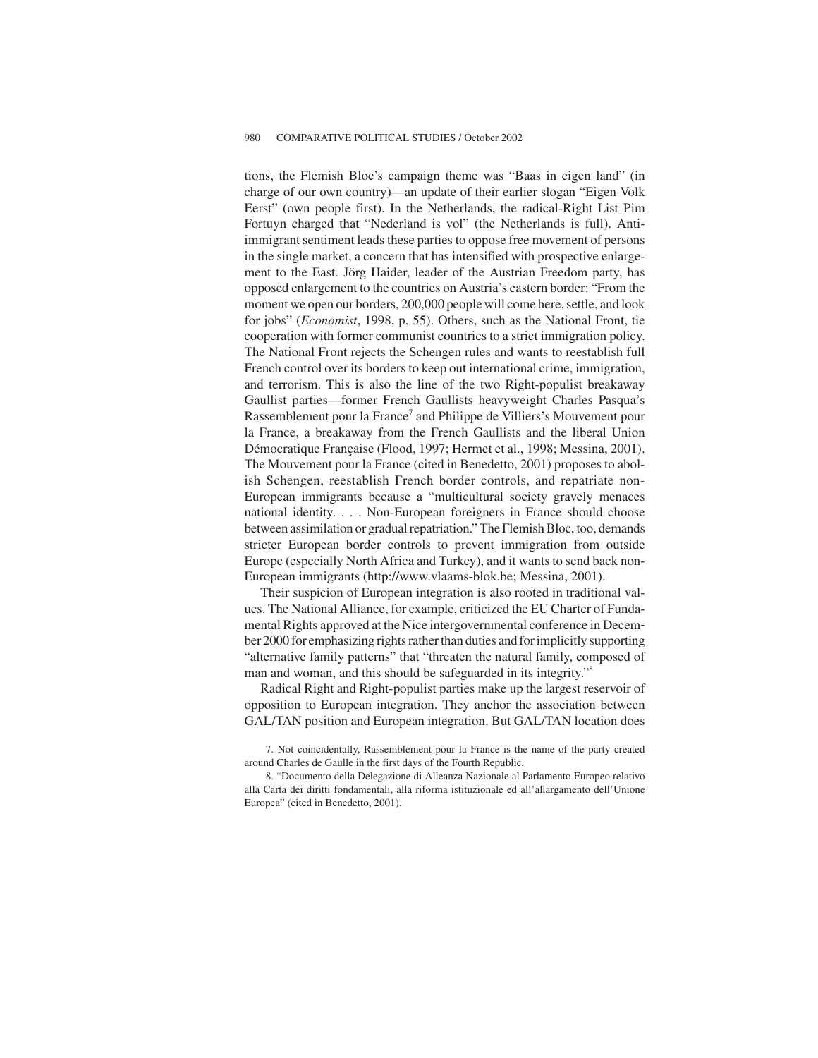tions, the Flemish Bloc's campaign theme was "Baas in eigen land" (in charge of our own country)—an update of their earlier slogan "Eigen Volk Eerst" (own people first). In the Netherlands, the radical-Right List Pim Fortuyn charged that "Nederland is vol" (the Netherlands is full). Anti-immigrant sentiment leads these parties to oppose free movement of persons in the single market, a concern that has intensified with prospective enlargement to the East. Jörg Haider, leader of the Austrian Freedom party, has opposed enlargement to the countries on Austria's eastern border: "From the moment we open our borders, 200,000 people will come here, settle, and look for jobs" (*Economist*, 1998, p. 55). Others, such as the National Front, tie cooperation with former communist countries to a strict immigration policy. The National Front rejects the Schengen rules and wants to reestablish full French control over its borders to keep out international crime, immigration, and terrorism. This is also the line of the two Right-populist breakaway Gaullist parties—former French Gaullists heavyweight Charles Pasqua's Rassemblement pour la France[7] and Philippe de Villiers's Mouvement pour la France, a breakaway from the French Gaullists and the liberal Union Démocratique Française (Flood, 1997; Hermet et al., 1998; Messina, 2001). The Mouvement pour la France (cited in Benedetto, 2001) proposes to abolish Schengen, reestablish French border controls, and repatriate non-European immigrants because a "multicultural society gravely menaces national identity. . . . Non-European foreigners in France should choose between assimilation or gradual repatriation." The Flemish Bloc, too, demands stricter European border controls to prevent immigration from outside Europe (especially North Africa and Turkey), and it wants to send back non-European immigrants (http://www.vlaams-blok.be; Messina, 2001).

Their suspicion of European integration is also rooted in traditional values. The National Alliance, for example, criticized the EU Charter of Fundamental Rights approved at the Nice intergovernmental conference in December 2000 for emphasizing rights rather than duties and for implicitly supporting "alternative family patterns" that "threaten the natural family, composed of man and woman, and this should be safeguarded in its integrity."[8]

Radical Right and Right-populist parties make up the largest reservoir of opposition to European integration. They anchor the association between GAL/TAN position and European integration. But GAL/TAN location does

7. Not coincidentally, Rassemblement pour la France is the name of the party created around Charles de Gaulle in the first days of the Fourth Republic.

8. "Documento della Delegazione di Alleanza Nazionale al Parlamento Europeo relativo alla Carta dei diritti fondamentali, alla riforma istituzionale ed all'allargamento dell'Unione Europea" (cited in Benedetto, 2001).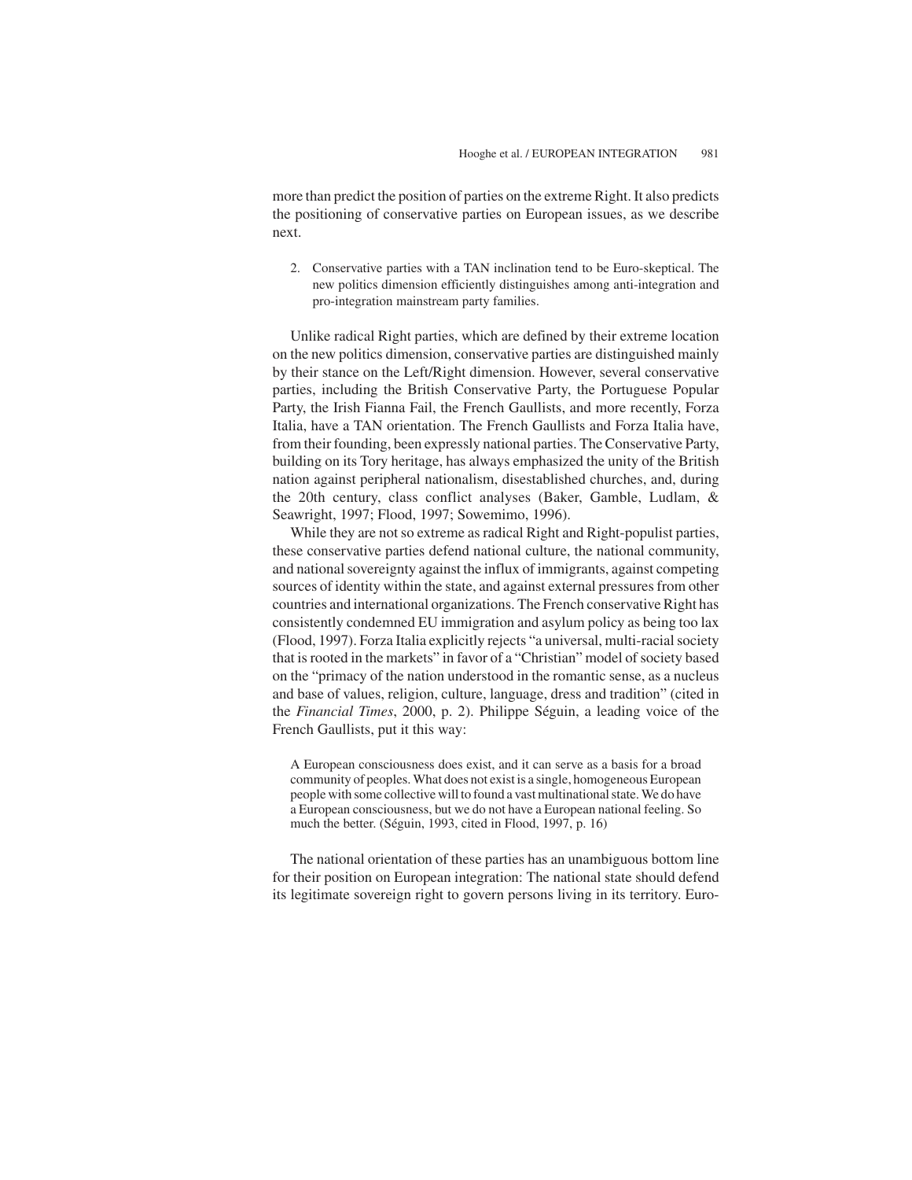more than predict the position of parties on the extreme Right. It also predicts the positioning of conservative parties on European issues, as we describe next.

2. Conservative parties with a TAN inclination tend to be Euro-skeptical. The new politics dimension efficiently distinguishes among anti-integration and pro-integration mainstream party families.

Unlike radical Right parties, which are defined by their extreme location on the new politics dimension, conservative parties are distinguished mainly by their stance on the Left/Right dimension. However, several conservative parties, including the British Conservative Party, the Portuguese Popular Party, the Irish Fianna Fail, the French Gaullists, and more recently, Forza Italia, have a TAN orientation. The French Gaullists and Forza Italia have, from their founding, been expressly national parties. The Conservative Party, building on its Tory heritage, has always emphasized the unity of the British nation against peripheral nationalism, disestablished churches, and, during the 20th century, class conflict analyses (Baker, Gamble, Ludlam, & Seawright, 1997; Flood, 1997; Sowemimo, 1996).

While they are not so extreme as radical Right and Right-populist parties, these conservative parties defend national culture, the national community, and national sovereignty against the influx of immigrants, against competing sources of identity within the state, and against external pressures from other countries and international organizations. The French conservative Right has consistently condemned EU immigration and asylum policy as being too lax (Flood, 1997). Forza Italia explicitly rejects "a universal, multi-racial society that is rooted in the markets" in favor of a "Christian" model of society based on the "primacy of the nation understood in the romantic sense, as a nucleus and base of values, religion, culture, language, dress and tradition" (cited in the *Financial Times*, 2000, p. 2). Philippe Séguin, a leading voice of the French Gaullists, put it this way:

> A European consciousness does exist, and it can serve as a basis for a broad community of peoples. What does not exist is a single, homogeneous European people with some collective will to found a vast multinational state. We do have a European consciousness, but we do not have a European national feeling. So much the better. (Séguin, 1993, cited in Flood, 1997, p. 16)

The national orientation of these parties has an unambiguous bottom line for their position on European integration: The national state should defend its legitimate sovereign right to govern persons living in its territory. Euro-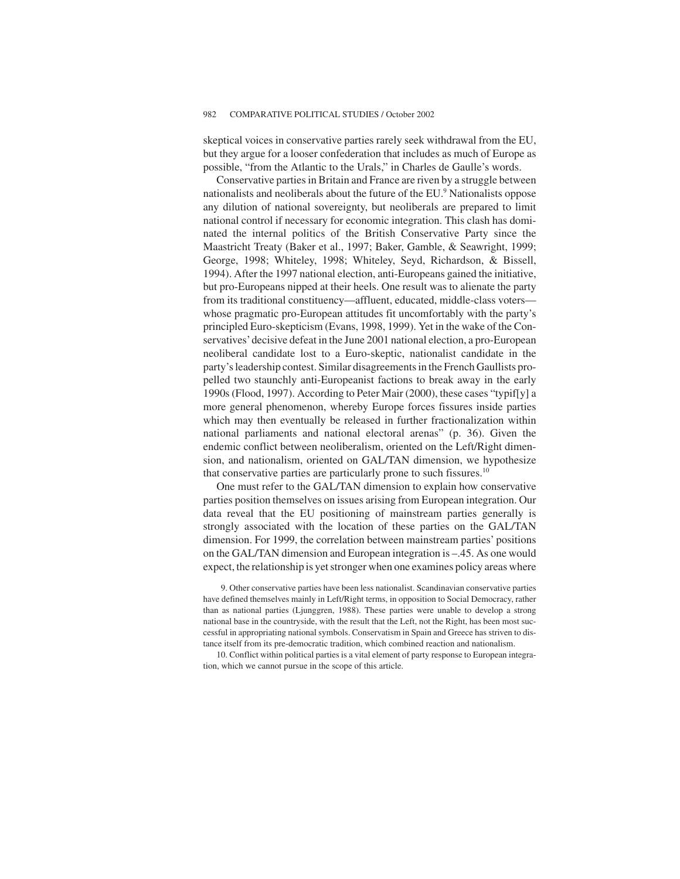skeptical voices in conservative parties rarely seek withdrawal from the EU, but they argue for a looser confederation that includes as much of Europe as possible, "from the Atlantic to the Urals," in Charles de Gaulle's words.

Conservative parties in Britain and France are riven by a struggle between nationalists and neoliberals about the future of the EU.[9] Nationalists oppose any dilution of national sovereignty, but neoliberals are prepared to limit national control if necessary for economic integration. This clash has dominated the internal politics of the British Conservative Party since the Maastricht Treaty (Baker et al., 1997; Baker, Gamble, & Seawright, 1999; George, 1998; Whiteley, 1998; Whiteley, Seyd, Richardson, & Bissell, 1994). After the 1997 national election, anti-Europeans gained the initiative, but pro-Europeans nipped at their heels. One result was to alienate the party from its traditional constituency—affluent, educated, middle-class voters—whose pragmatic pro-European attitudes fit uncomfortably with the party's principled Euro-skepticism (Evans, 1998, 1999). Yet in the wake of the Conservatives' decisive defeat in the June 2001 national election, a pro-European neoliberal candidate lost to a Euro-skeptic, nationalist candidate in the party's leadership contest. Similar disagreements in the French Gaullists propelled two staunchly anti-Europeanist factions to break away in the early 1990s (Flood, 1997). According to Peter Mair (2000), these cases "typif[y] a more general phenomenon, whereby Europe forces fissures inside parties which may then eventually be released in further fractionalization within national parliaments and national electoral arenas" (p. 36). Given the endemic conflict between neoliberalism, oriented on the Left/Right dimension, and nationalism, oriented on GAL/TAN dimension, we hypothesize that conservative parties are particularly prone to such fissures.[10]

One must refer to the GAL/TAN dimension to explain how conservative parties position themselves on issues arising from European integration. Our data reveal that the EU positioning of mainstream parties generally is strongly associated with the location of these parties on the GAL/TAN dimension. For 1999, the correlation between mainstream parties' positions on the GAL/TAN dimension and European integration is –.45. As one would expect, the relationship is yet stronger when one examines policy areas where

9. Other conservative parties have been less nationalist. Scandinavian conservative parties have defined themselves mainly in Left/Right terms, in opposition to Social Democracy, rather than as national parties (Ljunggren, 1988). These parties were unable to develop a strong national base in the countryside, with the result that the Left, not the Right, has been most successful in appropriating national symbols. Conservatism in Spain and Greece has striven to distance itself from its pre-democratic tradition, which combined reaction and nationalism.

10. Conflict within political parties is a vital element of party response to European integration, which we cannot pursue in the scope of this article.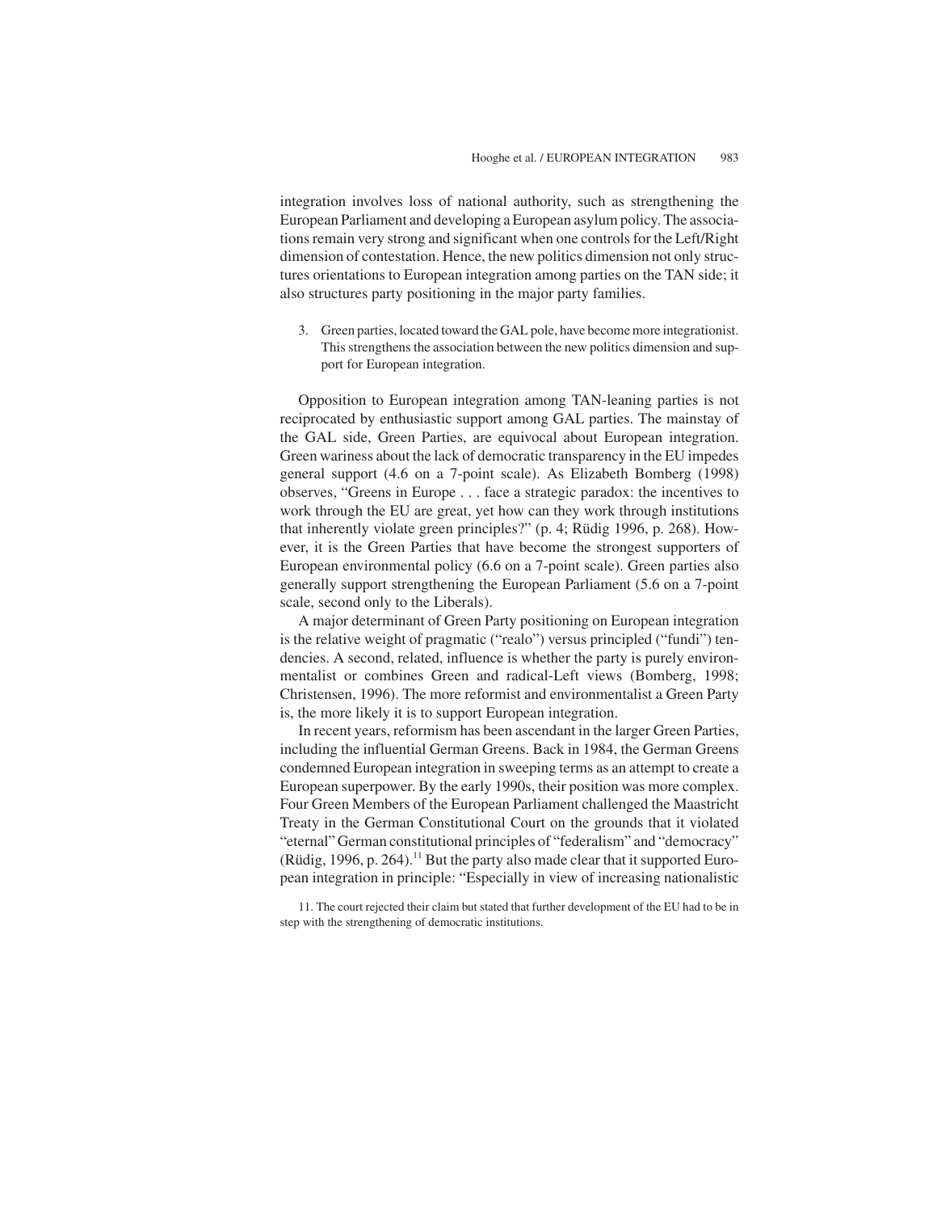integration involves loss of national authority, such as strengthening the European Parliament and developing a European asylum policy. The associations remain very strong and significant when one controls for the Left/Right dimension of contestation. Hence, the new politics dimension not only structures orientations to European integration among parties on the TAN side; it also structures party positioning in the major party families.

3. Green parties, located toward the GAL pole, have become more integrationist. This strengthens the association between the new politics dimension and support for European integration.

Opposition to European integration among TAN-leaning parties is not reciprocated by enthusiastic support among GAL parties. The mainstay of the GAL side, Green Parties, are equivocal about European integration. Green wariness about the lack of democratic transparency in the EU impedes general support (4.6 on a 7-point scale). As Elizabeth Bomberg (1998) observes, "Greens in Europe . . . face a strategic paradox: the incentives to work through the EU are great, yet how can they work through institutions that inherently violate green principles?" (p. 4; Rüdig 1996, p. 268). However, it is the Green Parties that have become the strongest supporters of European environmental policy (6.6 on a 7-point scale). Green parties also generally support strengthening the European Parliament (5.6 on a 7-point scale, second only to the Liberals).

A major determinant of Green Party positioning on European integration is the relative weight of pragmatic ("realo") versus principled ("fundi") tendencies. A second, related, influence is whether the party is purely environmentalist or combines Green and radical-Left views (Bomberg, 1998; Christensen, 1996). The more reformist and environmentalist a Green Party is, the more likely it is to support European integration.

In recent years, reformism has been ascendant in the larger Green Parties, including the influential German Greens. Back in 1984, the German Greens condemned European integration in sweeping terms as an attempt to create a European superpower. By the early 1990s, their position was more complex. Four Green Members of the European Parliament challenged the Maastricht Treaty in the German Constitutional Court on the grounds that it violated "eternal" German constitutional principles of "federalism" and "democracy" (Rüdig, 1996, p. 264).[11] But the party also made clear that it supported European integration in principle: "Especially in view of increasing nationalistic

11. The court rejected their claim but stated that further development of the EU had to be in step with the strengthening of democratic institutions.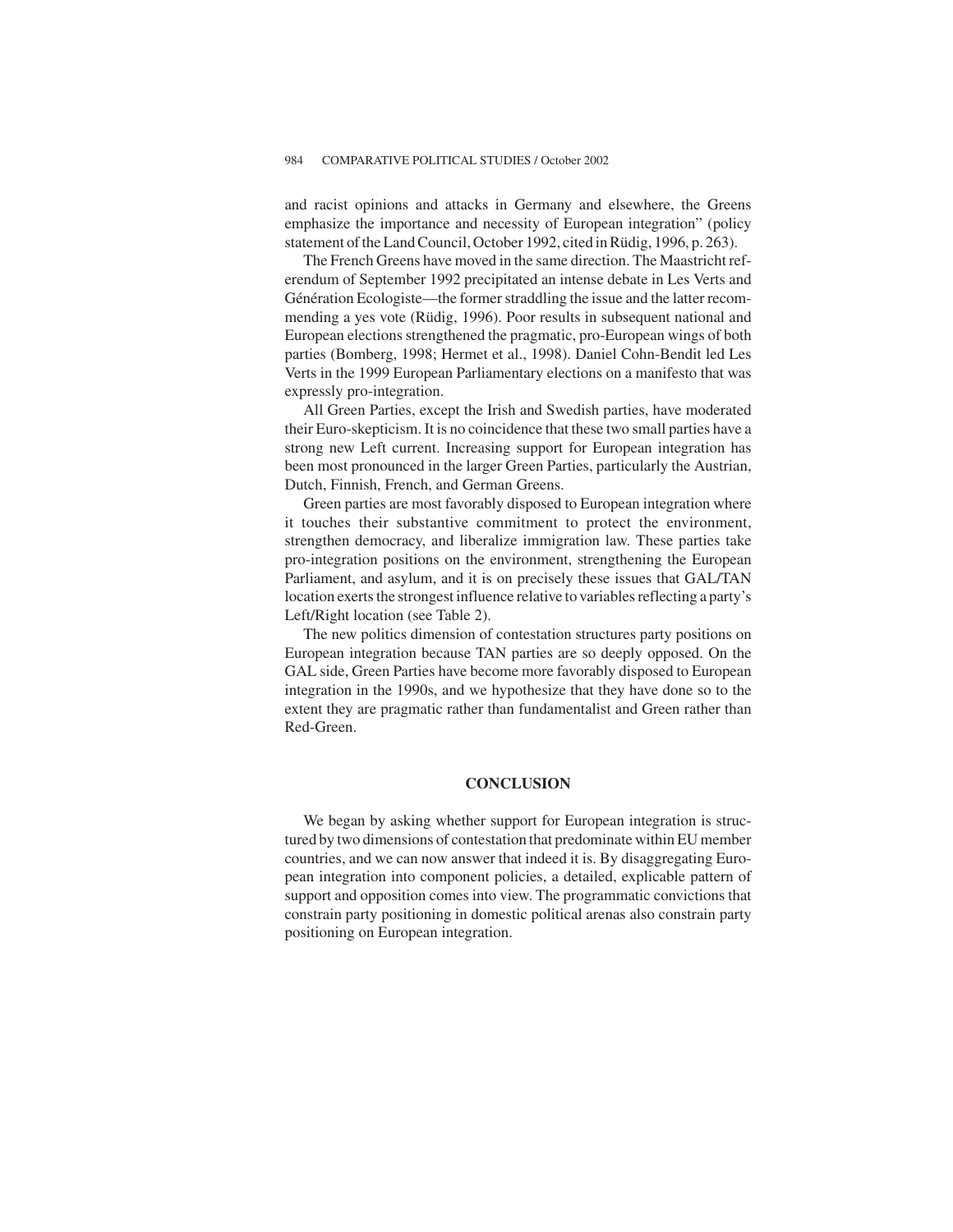and racist opinions and attacks in Germany and elsewhere, the Greens emphasize the importance and necessity of European integration" (policy statement of the Land Council, October 1992, cited in Rüdig, 1996, p. 263).

The French Greens have moved in the same direction. The Maastricht referendum of September 1992 precipitated an intense debate in Les Verts and Génération Ecologiste—the former straddling the issue and the latter recommending a yes vote (Rüdig, 1996). Poor results in subsequent national and European elections strengthened the pragmatic, pro-European wings of both parties (Bomberg, 1998; Hermet et al., 1998). Daniel Cohn-Bendit led Les Verts in the 1999 European Parliamentary elections on a manifesto that was expressly pro-integration.

All Green Parties, except the Irish and Swedish parties, have moderated their Euro-skepticism. It is no coincidence that these two small parties have a strong new Left current. Increasing support for European integration has been most pronounced in the larger Green Parties, particularly the Austrian, Dutch, Finnish, French, and German Greens.

Green parties are most favorably disposed to European integration where it touches their substantive commitment to protect the environment, strengthen democracy, and liberalize immigration law. These parties take pro-integration positions on the environment, strengthening the European Parliament, and asylum, and it is on precisely these issues that GAL/TAN location exerts the strongest influence relative to variables reflecting a party's Left/Right location (see Table 2).

The new politics dimension of contestation structures party positions on European integration because TAN parties are so deeply opposed. On the GAL side, Green Parties have become more favorably disposed to European integration in the 1990s, and we hypothesize that they have done so to the extent they are pragmatic rather than fundamentalist and Green rather than Red-Green.

## CONCLUSION

We began by asking whether support for European integration is structured by two dimensions of contestation that predominate within EU member countries, and we can now answer that indeed it is. By disaggregating European integration into component policies, a detailed, explicable pattern of support and opposition comes into view. The programmatic convictions that constrain party positioning in domestic political arenas also constrain party positioning on European integration.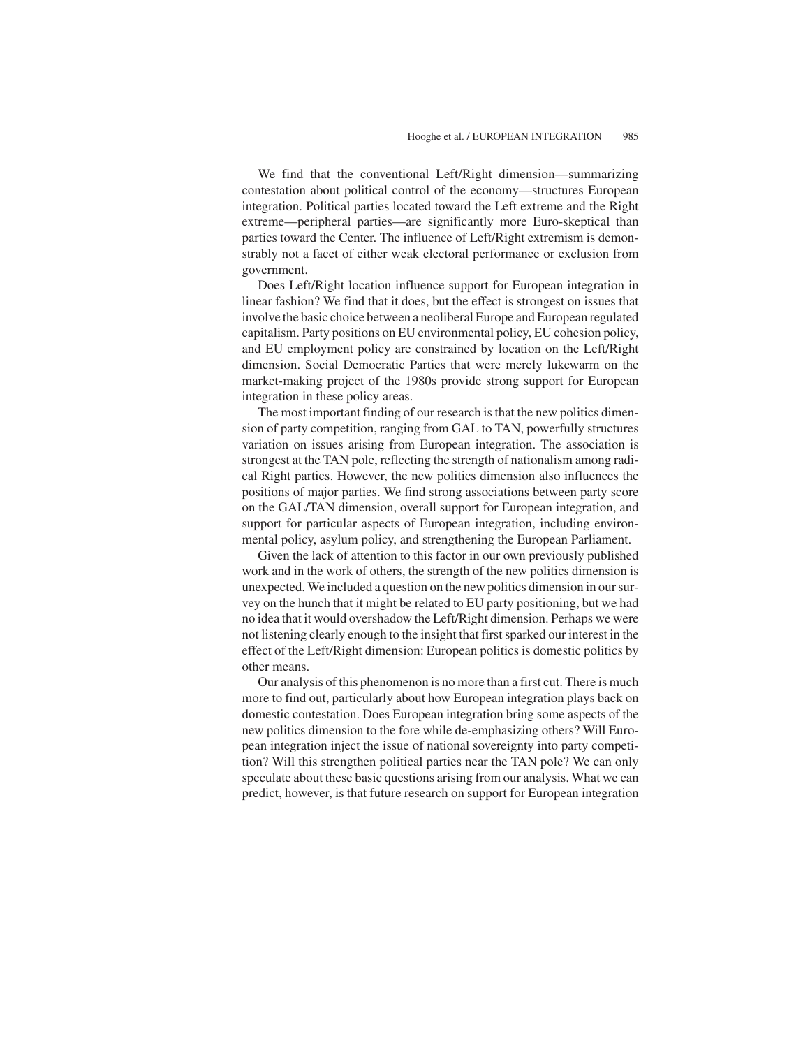We find that the conventional Left/Right dimension—summarizing contestation about political control of the economy—structures European integration. Political parties located toward the Left extreme and the Right extreme—peripheral parties—are significantly more Euro-skeptical than parties toward the Center. The influence of Left/Right extremism is demonstrably not a facet of either weak electoral performance or exclusion from government.

Does Left/Right location influence support for European integration in linear fashion? We find that it does, but the effect is strongest on issues that involve the basic choice between a neoliberal Europe and European regulated capitalism. Party positions on EU environmental policy, EU cohesion policy, and EU employment policy are constrained by location on the Left/Right dimension. Social Democratic Parties that were merely lukewarm on the market-making project of the 1980s provide strong support for European integration in these policy areas.

The most important finding of our research is that the new politics dimension of party competition, ranging from GAL to TAN, powerfully structures variation on issues arising from European integration. The association is strongest at the TAN pole, reflecting the strength of nationalism among radical Right parties. However, the new politics dimension also influences the positions of major parties. We find strong associations between party score on the GAL/TAN dimension, overall support for European integration, and support for particular aspects of European integration, including environmental policy, asylum policy, and strengthening the European Parliament.

Given the lack of attention to this factor in our own previously published work and in the work of others, the strength of the new politics dimension is unexpected. We included a question on the new politics dimension in our survey on the hunch that it might be related to EU party positioning, but we had no idea that it would overshadow the Left/Right dimension. Perhaps we were not listening clearly enough to the insight that first sparked our interest in the effect of the Left/Right dimension: European politics is domestic politics by other means.

Our analysis of this phenomenon is no more than a first cut. There is much more to find out, particularly about how European integration plays back on domestic contestation. Does European integration bring some aspects of the new politics dimension to the fore while de-emphasizing others? Will European integration inject the issue of national sovereignty into party competition? Will this strengthen political parties near the TAN pole? We can only speculate about these basic questions arising from our analysis. What we can predict, however, is that future research on support for European integration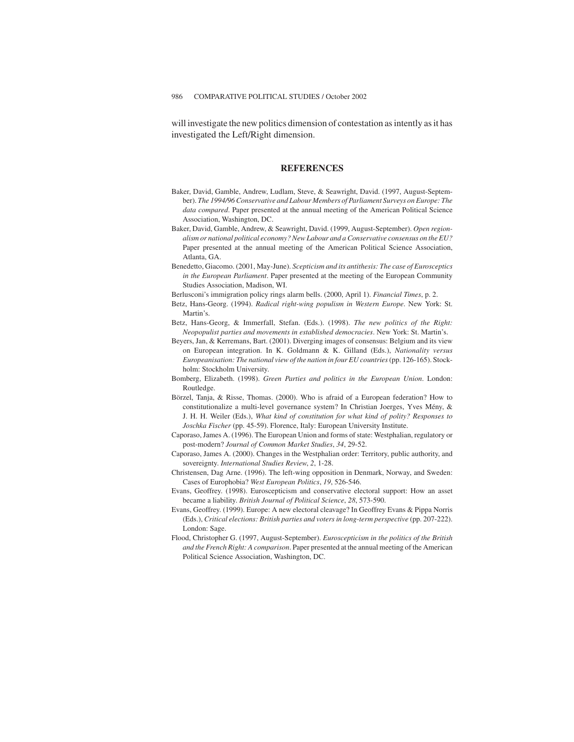will investigate the new politics dimension of contestation as intently as it has investigated the Left/Right dimension.

## REFERENCES

Baker, David, Gamble, Andrew, Ludlam, Steve, & Seawright, David. (1997, August-September). *The 1994/96 Conservative and Labour Members of Parliament Surveys on Europe: The data compared*. Paper presented at the annual meeting of the American Political Science Association, Washington, DC.

Baker, David, Gamble, Andrew, & Seawright, David. (1999, August-September). *Open regionalism or national political economy? New Labour and a Conservative consensus on the EU?* Paper presented at the annual meeting of the American Political Science Association, Atlanta, GA.

Benedetto, Giacomo. (2001, May-June). *Scepticism and its antithesis: The case of Eurosceptics in the European Parliament*. Paper presented at the meeting of the European Community Studies Association, Madison, WI.

Berlusconi's immigration policy rings alarm bells. (2000, April 1). *Financial Times*, p. 2.

Betz, Hans-Georg. (1994). *Radical right-wing populism in Western Europe*. New York: St. Martin's.

Betz, Hans-Georg, & Immerfall, Stefan. (Eds.). (1998). *The new politics of the Right: Neopopulist parties and movements in established democracies*. New York: St. Martin's.

Beyers, Jan, & Kerremans, Bart. (2001). Diverging images of consensus: Belgium and its view on European integration. In K. Goldmann & K. Gilland (Eds.), *Nationality versus Europeanisation: The national view of the nation in four EU countries* (pp. 126-165). Stockholm: Stockholm University.

Bomberg, Elizabeth. (1998). *Green Parties and politics in the European Union*. London: Routledge.

Börzel, Tanja, & Risse, Thomas. (2000). Who is afraid of a European federation? How to constitutionalize a multi-level governance system? In Christian Joerges, Yves Mény, & J. H. H. Weiler (Eds.), *What kind of constitution for what kind of polity? Responses to Joschka Fischer* (pp. 45-59). Florence, Italy: European University Institute.

Caporaso, James A. (1996). The European Union and forms of state: Westphalian, regulatory or post-modern? *Journal of Common Market Studies*, *34*, 29-52.

Caporaso, James A. (2000). Changes in the Westphalian order: Territory, public authority, and sovereignty. *International Studies Review*, *2*, 1-28.

Christensen, Dag Arne. (1996). The left-wing opposition in Denmark, Norway, and Sweden: Cases of Europhobia? *West European Politics*, *19*, 526-546.

Evans, Geoffrey. (1998). Euroscepticism and conservative electoral support: How an asset became a liability. *British Journal of Political Science*, *28*, 573-590.

Evans, Geoffrey. (1999). Europe: A new electoral cleavage? In Geoffrey Evans & Pippa Norris (Eds.), *Critical elections: British parties and voters in long-term perspective* (pp. 207-222). London: Sage.

Flood, Christopher G. (1997, August-September). *Euroscepticism in the politics of the British and the French Right: A comparison*. Paper presented at the annual meeting of the American Political Science Association, Washington, DC.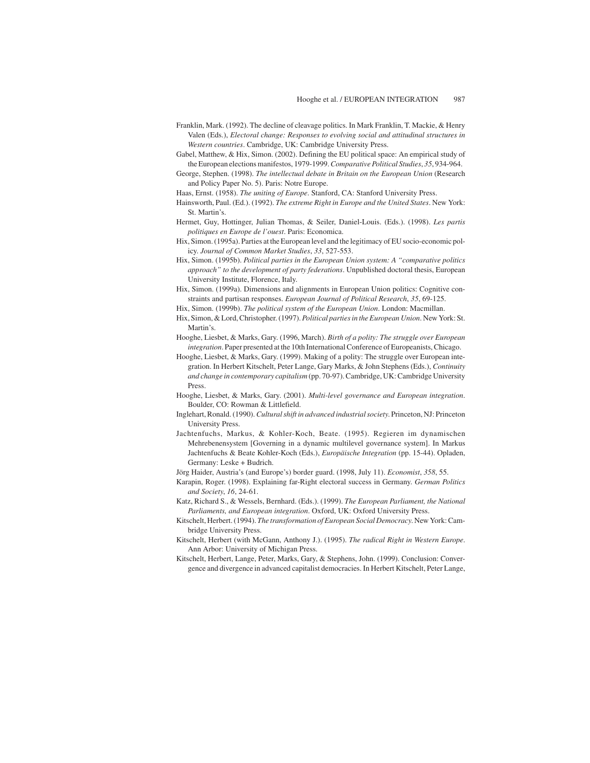Franklin, Mark. (1992). The decline of cleavage politics. In Mark Franklin, T. Mackie, & Henry Valen (Eds.), *Electoral change: Responses to evolving social and attitudinal structures in Western countries*. Cambridge, UK: Cambridge University Press.

Gabel, Matthew, & Hix, Simon. (2002). Defining the EU political space: An empirical study of the European elections manifestos, 1979-1999. *Comparative Political Studies*, *35*, 934-964.

George, Stephen. (1998). *The intellectual debate in Britain on the European Union* (Research and Policy Paper No. 5). Paris: Notre Europe.

Haas, Ernst. (1958). *The uniting of Europe*. Stanford, CA: Stanford University Press.

Hainsworth, Paul. (Ed.). (1992). *The extreme Right in Europe and the United States*. New York: St. Martin's.

Hermet, Guy, Hottinger, Julian Thomas, & Seiler, Daniel-Louis. (Eds.). (1998). *Les partis politiques en Europe de l'ouest*. Paris: Economica.

Hix, Simon. (1995a). Parties at the European level and the legitimacy of EU socio-economic policy. *Journal of Common Market Studies*, *33*, 527-553.

Hix, Simon. (1995b). *Political parties in the European Union system: A "comparative politics approach" to the development of party federations*. Unpublished doctoral thesis, European University Institute, Florence, Italy.

Hix, Simon. (1999a). Dimensions and alignments in European Union politics: Cognitive constraints and partisan responses. *European Journal of Political Research*, *35*, 69-125.

Hix, Simon. (1999b). *The political system of the European Union*. London: Macmillan.

Hix, Simon, & Lord, Christopher. (1997). *Political parties in the European Union*. New York: St. Martin's.

Hooghe, Liesbet, & Marks, Gary. (1996, March). *Birth of a polity: The struggle over European integration*. Paper presented at the 10th International Conference of Europeanists, Chicago.

Hooghe, Liesbet, & Marks, Gary. (1999). Making of a polity: The struggle over European integration. In Herbert Kitschelt, Peter Lange, Gary Marks, & John Stephens (Eds.), *Continuity and change in contemporary capitalism* (pp. 70-97). Cambridge, UK: Cambridge University Press.

Hooghe, Liesbet, & Marks, Gary. (2001). *Multi-level governance and European integration*. Boulder, CO: Rowman & Littlefield.

Inglehart, Ronald. (1990). *Cultural shift in advanced industrial society*. Princeton, NJ: Princeton University Press.

Jachtenfuchs, Markus, & Kohler-Koch, Beate. (1995). Regieren im dynamischen Mehrebenensystem [Governing in a dynamic multilevel governance system]. In Markus Jachtenfuchs & Beate Kohler-Koch (Eds.), *Europäische Integration* (pp. 15-44). Opladen, Germany: Leske + Budrich.

Jörg Haider, Austria's (and Europe's) border guard. (1998, July 11). *Economist*, *358*, 55.

Karapin, Roger. (1998). Explaining far-Right electoral success in Germany. *German Politics and Society*, *16*, 24-61.

Katz, Richard S., & Wessels, Bernhard. (Eds.). (1999). *The European Parliament, the National Parliaments, and European integration*. Oxford, UK: Oxford University Press.

Kitschelt, Herbert. (1994). *The transformation of European Social Democracy*. New York: Cambridge University Press.

Kitschelt, Herbert (with McGann, Anthony J.). (1995). *The radical Right in Western Europe*. Ann Arbor: University of Michigan Press.

Kitschelt, Herbert, Lange, Peter, Marks, Gary, & Stephens, John. (1999). Conclusion: Convergence and divergence in advanced capitalist democracies. In Herbert Kitschelt, Peter Lange,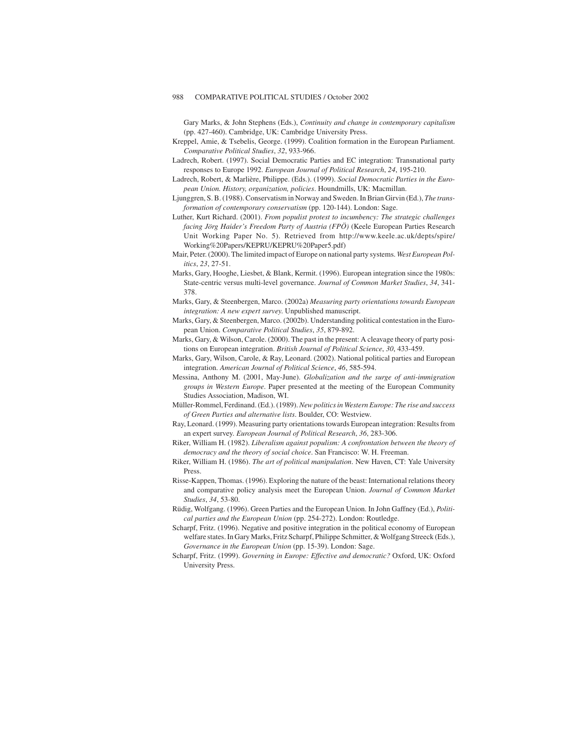Gary Marks, & John Stephens (Eds.), *Continuity and change in contemporary capitalism* (pp. 427-460). Cambridge, UK: Cambridge University Press.

Kreppel, Amie, & Tsebelis, George. (1999). Coalition formation in the European Parliament. *Comparative Political Studies*, *32*, 933-966.

Ladrech, Robert. (1997). Social Democratic Parties and EC integration: Transnational party responses to Europe 1992. *European Journal of Political Research*, *24*, 195-210.

Ladrech, Robert, & Marlière, Philippe. (Eds.). (1999). *Social Democratic Parties in the European Union. History, organization, policies*. Houndmills, UK: Macmillan.

Ljunggren, S. B. (1988). Conservatism in Norway and Sweden. In Brian Girvin (Ed.), *The transformation of contemporary conservatism* (pp. 120-144). London: Sage.

Luther, Kurt Richard. (2001). *From populist protest to incumbency: The strategic challenges facing Jörg Haider's Freedom Party of Austria (FPÖ)* (Keele European Parties Research Unit Working Paper No. 5). Retrieved from http://www.keele.ac.uk/depts/spire/Working%20Papers/KEPRU/KEPRU%20Paper5.pdf)

Mair, Peter. (2000). The limited impact of Europe on national party systems. *West European Politics*, *23*, 27-51.

Marks, Gary, Hooghe, Liesbet, & Blank, Kermit. (1996). European integration since the 1980s: State-centric versus multi-level governance. *Journal of Common Market Studies*, *34*, 341-378.

Marks, Gary, & Steenbergen, Marco. (2002a) *Measuring party orientations towards European integration: A new expert survey*. Unpublished manuscript.

Marks, Gary, & Steenbergen, Marco. (2002b). Understanding political contestation in the European Union. *Comparative Political Studies*, *35*, 879-892.

Marks, Gary, & Wilson, Carole. (2000). The past in the present: A cleavage theory of party positions on European integration. *British Journal of Political Science*, *30*, 433-459.

Marks, Gary, Wilson, Carole, & Ray, Leonard. (2002). National political parties and European integration. *American Journal of Political Science*, *46*, 585-594.

Messina, Anthony M. (2001, May-June). *Globalization and the surge of anti-immigration groups in Western Europe*. Paper presented at the meeting of the European Community Studies Association, Madison, WI.

Müller-Rommel, Ferdinand. (Ed.). (1989). *New politics in Western Europe: The rise and success of Green Parties and alternative lists*. Boulder, CO: Westview.

Ray, Leonard. (1999). Measuring party orientations towards European integration: Results from an expert survey. *European Journal of Political Research*, *36*, 283-306.

Riker, William H. (1982). *Liberalism against populism: A confrontation between the theory of democracy and the theory of social choice*. San Francisco: W. H. Freeman.

Riker, William H. (1986). *The art of political manipulation*. New Haven, CT: Yale University Press.

Risse-Kappen, Thomas. (1996). Exploring the nature of the beast: International relations theory and comparative policy analysis meet the European Union. *Journal of Common Market Studies*, *34*, 53-80.

Rüdig, Wolfgang. (1996). Green Parties and the European Union. In John Gaffney (Ed.), *Political parties and the European Union* (pp. 254-272). London: Routledge.

Scharpf, Fritz. (1996). Negative and positive integration in the political economy of European welfare states. In Gary Marks, Fritz Scharpf, Philippe Schmitter, & Wolfgang Streeck (Eds.), *Governance in the European Union* (pp. 15-39). London: Sage.

Scharpf, Fritz. (1999). *Governing in Europe: Effective and democratic?* Oxford, UK: Oxford University Press.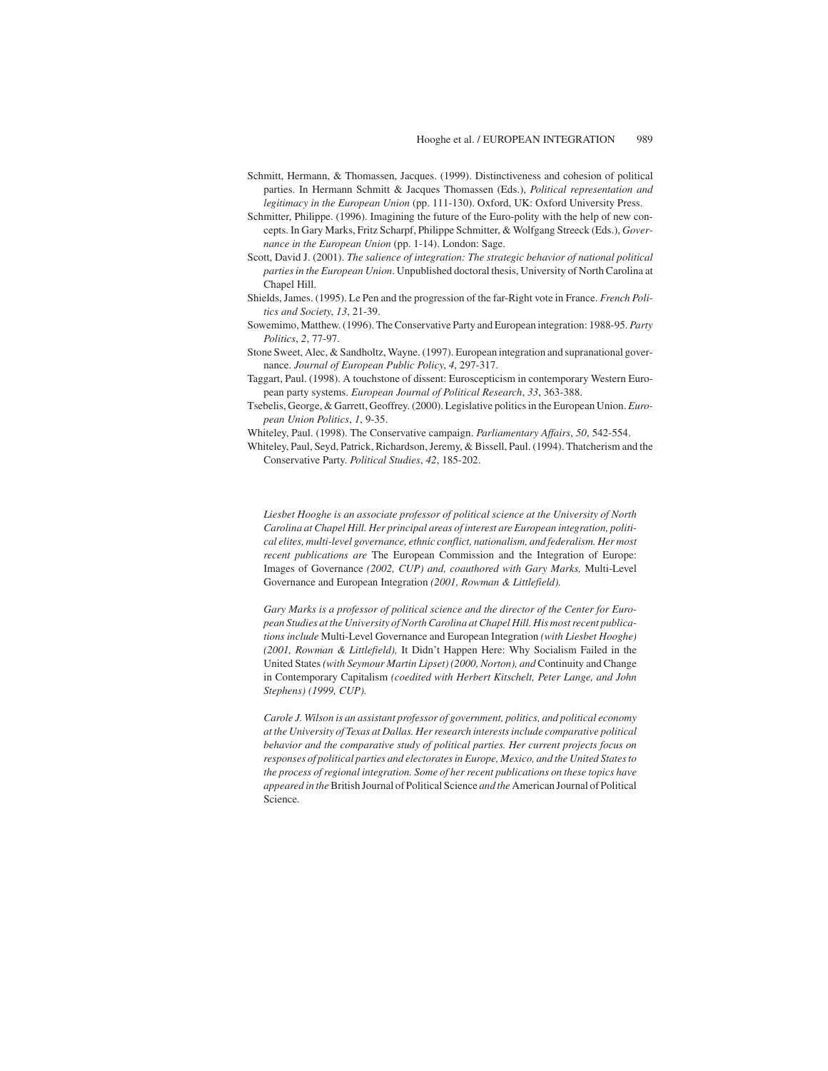Schmitt, Hermann, & Thomassen, Jacques. (1999). Distinctiveness and cohesion of political parties. In Hermann Schmitt & Jacques Thomassen (Eds.), *Political representation and legitimacy in the European Union* (pp. 111-130). Oxford, UK: Oxford University Press.

Schmitter, Philippe. (1996). Imagining the future of the Euro-polity with the help of new concepts. In Gary Marks, Fritz Scharpf, Philippe Schmitter, & Wolfgang Streeck (Eds.), *Governance in the European Union* (pp. 1-14). London: Sage.

Scott, David J. (2001). *The salience of integration: The strategic behavior of national political parties in the European Union*. Unpublished doctoral thesis, University of North Carolina at Chapel Hill.

Shields, James. (1995). Le Pen and the progression of the far-Right vote in France. *French Politics and Society*, *13*, 21-39.

Sowemimo, Matthew. (1996). The Conservative Party and European integration: 1988-95. *Party Politics*, *2*, 77-97.

Stone Sweet, Alec, & Sandholtz, Wayne. (1997). European integration and supranational governance. *Journal of European Public Policy*, *4*, 297-317.

Taggart, Paul. (1998). A touchstone of dissent: Euroscepticism in contemporary Western European party systems. *European Journal of Political Research*, *33*, 363-388.

Tsebelis, George, & Garrett, Geoffrey. (2000). Legislative politics in the European Union. *European Union Politics*, *1*, 9-35.

Whiteley, Paul. (1998). The Conservative campaign. *Parliamentary Affairs*, *50*, 542-554.

Whiteley, Paul, Seyd, Patrick, Richardson, Jeremy, & Bissell, Paul. (1994). Thatcherism and the Conservative Party. *Political Studies*, *42*, 185-202.

*Liesbet Hooghe is an associate professor of political science at the University of North Carolina at Chapel Hill. Her principal areas of interest are European integration, political elites, multi-level governance, ethnic conflict, nationalism, and federalism. Her most recent publications are* The European Commission and the Integration of Europe: Images of Governance *(2002, CUP) and, coauthored with Gary Marks,* Multi-Level Governance and European Integration *(2001, Rowman & Littlefield).*

*Gary Marks is a professor of political science and the director of the Center for European Studies at the University of North Carolina at Chapel Hill. His most recent publications include* Multi-Level Governance and European Integration *(with Liesbet Hooghe) (2001, Rowman & Littlefield),* It Didn't Happen Here: Why Socialism Failed in the United States *(with Seymour Martin Lipset) (2000, Norton), and* Continuity and Change in Contemporary Capitalism *(coedited with Herbert Kitschelt, Peter Lange, and John Stephens) (1999, CUP).*

*Carole J. Wilson is an assistant professor of government, politics, and political economy at the University of Texas at Dallas. Her research interests include comparative political behavior and the comparative study of political parties. Her current projects focus on responses of political parties and electorates in Europe, Mexico, and the United States to the process of regional integration. Some of her recent publications on these topics have appeared in the* British Journal of Political Science *and the* American Journal of Political Science*.*